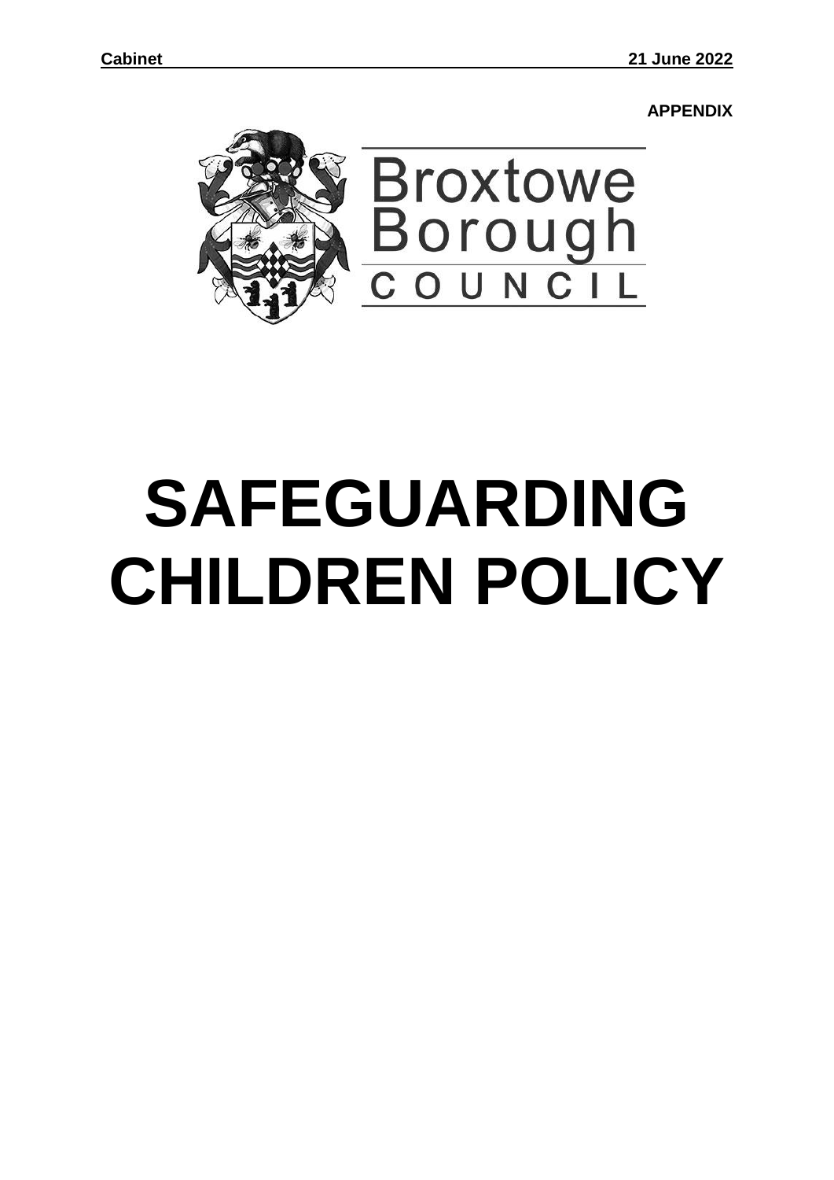**Cabinet** **21 June 2022**

**APPENDIX**

Broxtowe Borough COUNCIL

# SAFEGUARDING CHILDREN POLICY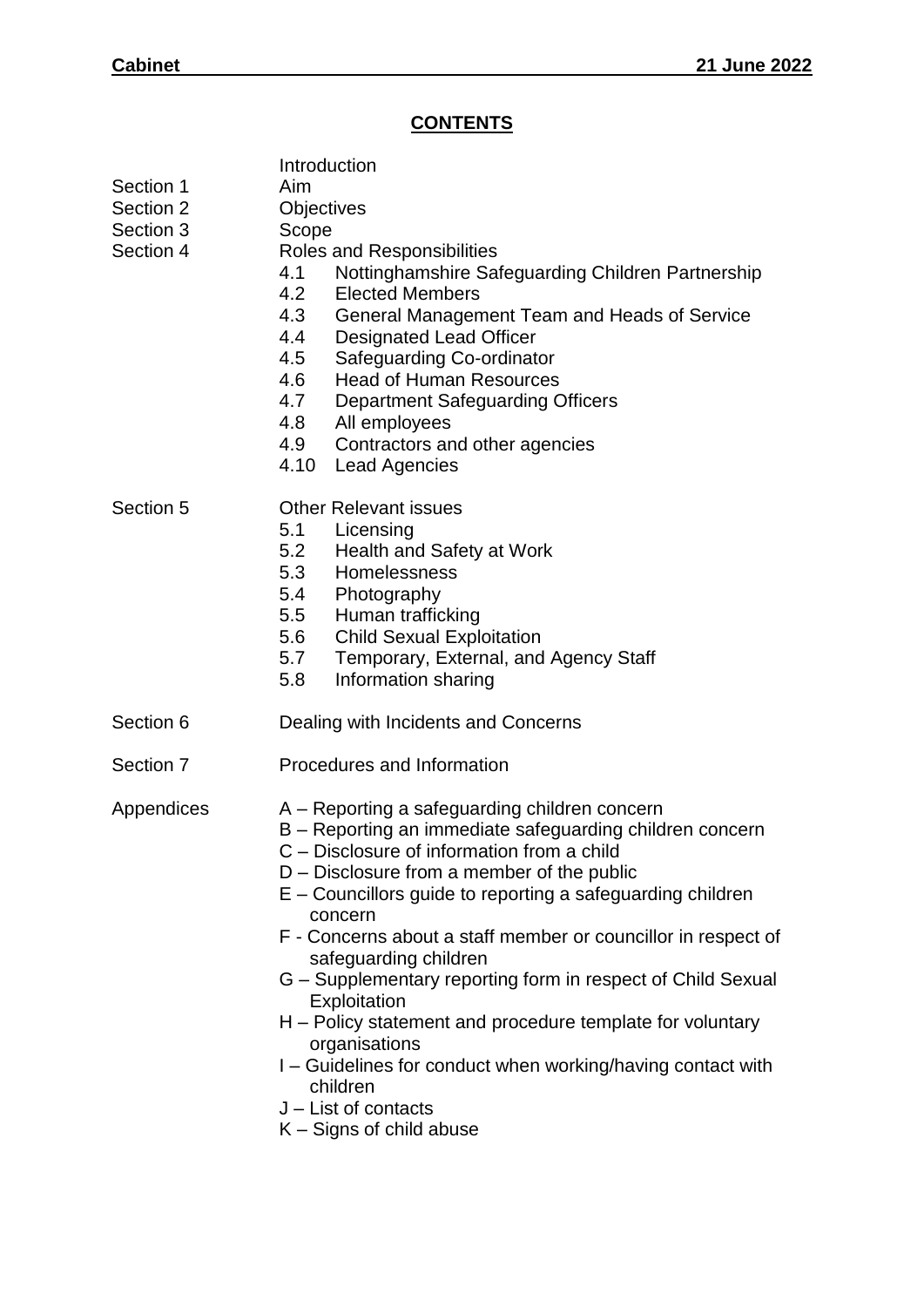## CONTENTS

| | |
|---|---|
| | Introduction |
| Section 1 | Aim |
| Section 2 | Objectives |
| Section 3 | Scope |
| Section 4 | Roles and Responsibilities<br>4.1 Nottinghamshire Safeguarding Children Partnership<br>4.2 Elected Members<br>4.3 General Management Team and Heads of Service<br>4.4 Designated Lead Officer<br>4.5 Safeguarding Co-ordinator<br>4.6 Head of Human Resources<br>4.7 Department Safeguarding Officers<br>4.8 All employees<br>4.9 Contractors and other agencies<br>4.10 Lead Agencies |
| Section 5 | Other Relevant issues<br>5.1 Licensing<br>5.2 Health and Safety at Work<br>5.3 Homelessness<br>5.4 Photography<br>5.5 Human trafficking<br>5.6 Child Sexual Exploitation<br>5.7 Temporary, External, and Agency Staff<br>5.8 Information sharing |
| Section 6 | Dealing with Incidents and Concerns |
| Section 7 | Procedures and Information |
| Appendices | A – Reporting a safeguarding children concern<br>B – Reporting an immediate safeguarding children concern<br>C – Disclosure of information from a child<br>D – Disclosure from a member of the public<br>E – Councillors guide to reporting a safeguarding children concern<br>F - Concerns about a staff member or councillor in respect of safeguarding children<br>G – Supplementary reporting form in respect of Child Sexual Exploitation<br>H – Policy statement and procedure template for voluntary organisations<br>I – Guidelines for conduct when working/having contact with children<br>J – List of contacts<br>K – Signs of child abuse |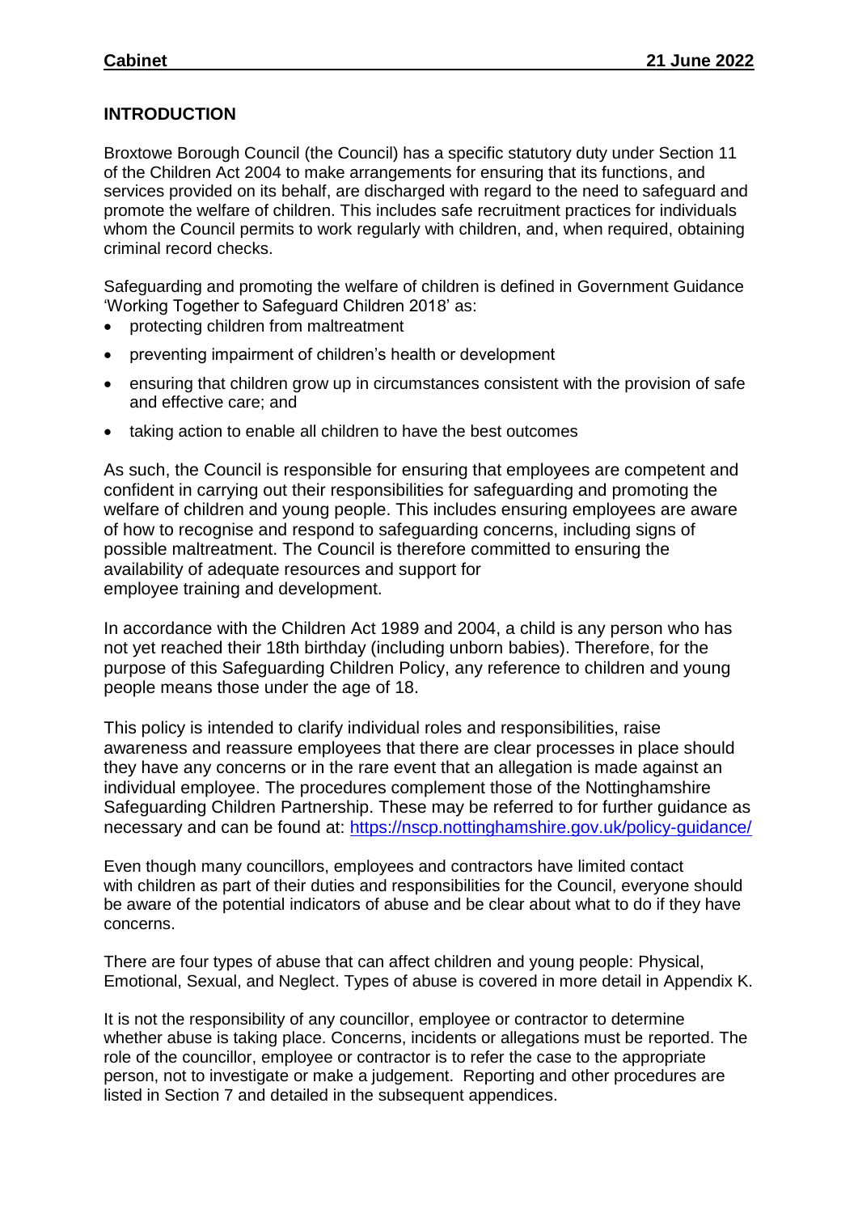## INTRODUCTION

Broxtowe Borough Council (the Council) has a specific statutory duty under Section 11 of the Children Act 2004 to make arrangements for ensuring that its functions, and services provided on its behalf, are discharged with regard to the need to safeguard and promote the welfare of children. This includes safe recruitment practices for individuals whom the Council permits to work regularly with children, and, when required, obtaining criminal record checks.

Safeguarding and promoting the welfare of children is defined in Government Guidance 'Working Together to Safeguard Children 2018' as:

- protecting children from maltreatment
- preventing impairment of children's health or development
- ensuring that children grow up in circumstances consistent with the provision of safe and effective care; and
- taking action to enable all children to have the best outcomes

As such, the Council is responsible for ensuring that employees are competent and confident in carrying out their responsibilities for safeguarding and promoting the welfare of children and young people. This includes ensuring employees are aware of how to recognise and respond to safeguarding concerns, including signs of possible maltreatment. The Council is therefore committed to ensuring the availability of adequate resources and support for employee training and development.

In accordance with the Children Act 1989 and 2004, a child is any person who has not yet reached their 18th birthday (including unborn babies). Therefore, for the purpose of this Safeguarding Children Policy, any reference to children and young people means those under the age of 18.

This policy is intended to clarify individual roles and responsibilities, raise awareness and reassure employees that there are clear processes in place should they have any concerns or in the rare event that an allegation is made against an individual employee. The procedures complement those of the Nottinghamshire Safeguarding Children Partnership. These may be referred to for further guidance as necessary and can be found at: https://nscp.nottinghamshire.gov.uk/policy-guidance/

Even though many councillors, employees and contractors have limited contact with children as part of their duties and responsibilities for the Council, everyone should be aware of the potential indicators of abuse and be clear about what to do if they have concerns.

There are four types of abuse that can affect children and young people: Physical, Emotional, Sexual, and Neglect. Types of abuse is covered in more detail in Appendix K.

It is not the responsibility of any councillor, employee or contractor to determine whether abuse is taking place. Concerns, incidents or allegations must be reported. The role of the councillor, employee or contractor is to refer the case to the appropriate person, not to investigate or make a judgement. Reporting and other procedures are listed in Section 7 and detailed in the subsequent appendices.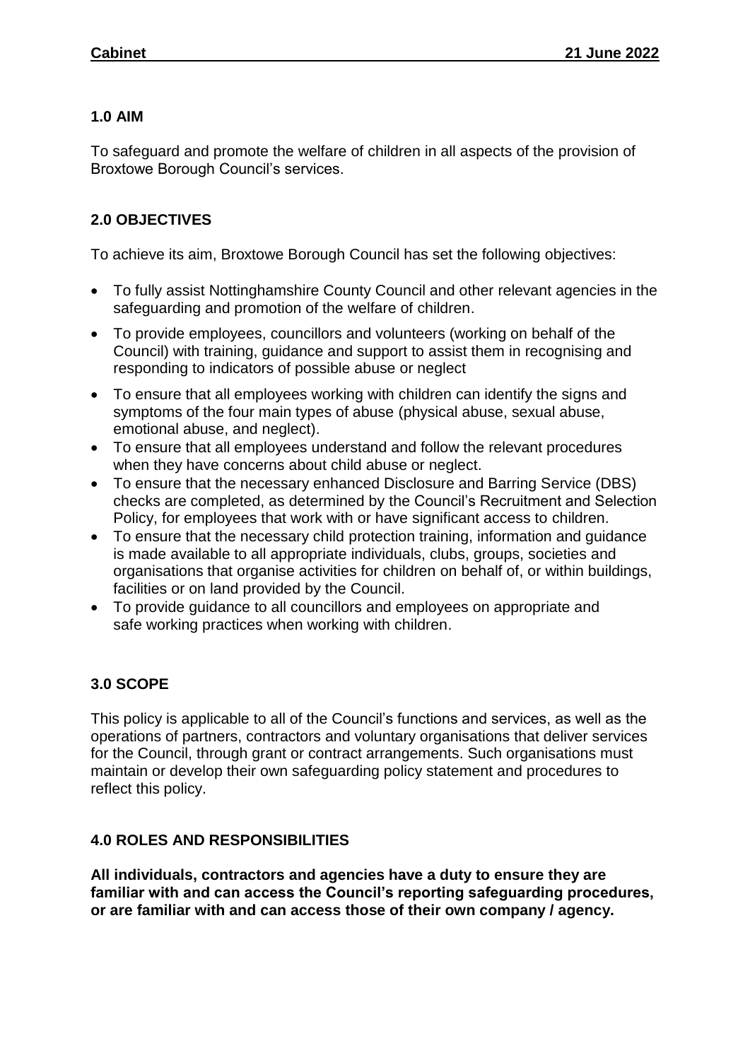## 1.0 AIM

To safeguard and promote the welfare of children in all aspects of the provision of Broxtowe Borough Council's services.

## 2.0 OBJECTIVES

To achieve its aim, Broxtowe Borough Council has set the following objectives:

- To fully assist Nottinghamshire County Council and other relevant agencies in the safeguarding and promotion of the welfare of children.
- To provide employees, councillors and volunteers (working on behalf of the Council) with training, guidance and support to assist them in recognising and responding to indicators of possible abuse or neglect
- To ensure that all employees working with children can identify the signs and symptoms of the four main types of abuse (physical abuse, sexual abuse, emotional abuse, and neglect).
- To ensure that all employees understand and follow the relevant procedures when they have concerns about child abuse or neglect.
- To ensure that the necessary enhanced Disclosure and Barring Service (DBS) checks are completed, as determined by the Council's Recruitment and Selection Policy, for employees that work with or have significant access to children.
- To ensure that the necessary child protection training, information and guidance is made available to all appropriate individuals, clubs, groups, societies and organisations that organise activities for children on behalf of, or within buildings, facilities or on land provided by the Council.
- To provide guidance to all councillors and employees on appropriate and safe working practices when working with children.

## 3.0 SCOPE

This policy is applicable to all of the Council's functions and services, as well as the operations of partners, contractors and voluntary organisations that deliver services for the Council, through grant or contract arrangements. Such organisations must maintain or develop their own safeguarding policy statement and procedures to reflect this policy.

## 4.0 ROLES AND RESPONSIBILITIES

**All individuals, contractors and agencies have a duty to ensure they are familiar with and can access the Council's reporting safeguarding procedures, or are familiar with and can access those of their own company / agency.**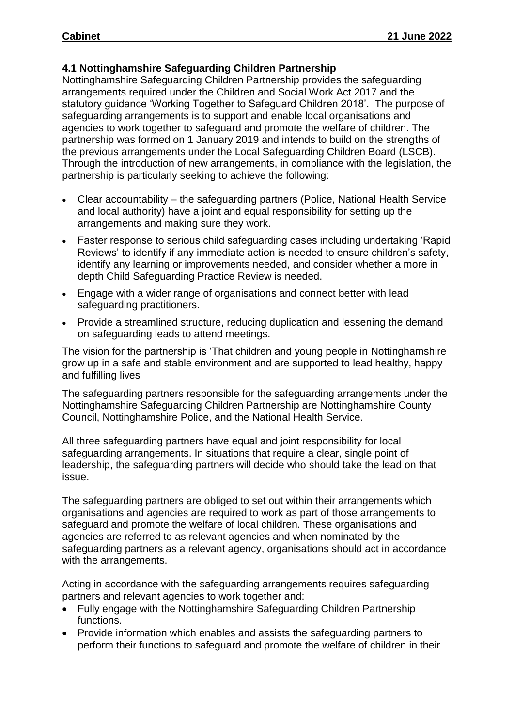### 4.1 Nottinghamshire Safeguarding Children Partnership

Nottinghamshire Safeguarding Children Partnership provides the safeguarding arrangements required under the Children and Social Work Act 2017 and the statutory guidance 'Working Together to Safeguard Children 2018'. The purpose of safeguarding arrangements is to support and enable local organisations and agencies to work together to safeguard and promote the welfare of children. The partnership was formed on 1 January 2019 and intends to build on the strengths of the previous arrangements under the Local Safeguarding Children Board (LSCB). Through the introduction of new arrangements, in compliance with the legislation, the partnership is particularly seeking to achieve the following:

- Clear accountability – the safeguarding partners (Police, National Health Service and local authority) have a joint and equal responsibility for setting up the arrangements and making sure they work.
- Faster response to serious child safeguarding cases including undertaking 'Rapid Reviews' to identify if any immediate action is needed to ensure children's safety, identify any learning or improvements needed, and consider whether a more in depth Child Safeguarding Practice Review is needed.
- Engage with a wider range of organisations and connect better with lead safeguarding practitioners.
- Provide a streamlined structure, reducing duplication and lessening the demand on safeguarding leads to attend meetings.

The vision for the partnership is 'That children and young people in Nottinghamshire grow up in a safe and stable environment and are supported to lead healthy, happy and fulfilling lives

The safeguarding partners responsible for the safeguarding arrangements under the Nottinghamshire Safeguarding Children Partnership are Nottinghamshire County Council, Nottinghamshire Police, and the National Health Service.

All three safeguarding partners have equal and joint responsibility for local safeguarding arrangements. In situations that require a clear, single point of leadership, the safeguarding partners will decide who should take the lead on that issue.

The safeguarding partners are obliged to set out within their arrangements which organisations and agencies are required to work as part of those arrangements to safeguard and promote the welfare of local children. These organisations and agencies are referred to as relevant agencies and when nominated by the safeguarding partners as a relevant agency, organisations should act in accordance with the arrangements.

Acting in accordance with the safeguarding arrangements requires safeguarding partners and relevant agencies to work together and:

- Fully engage with the Nottinghamshire Safeguarding Children Partnership functions.
- Provide information which enables and assists the safeguarding partners to perform their functions to safeguard and promote the welfare of children in their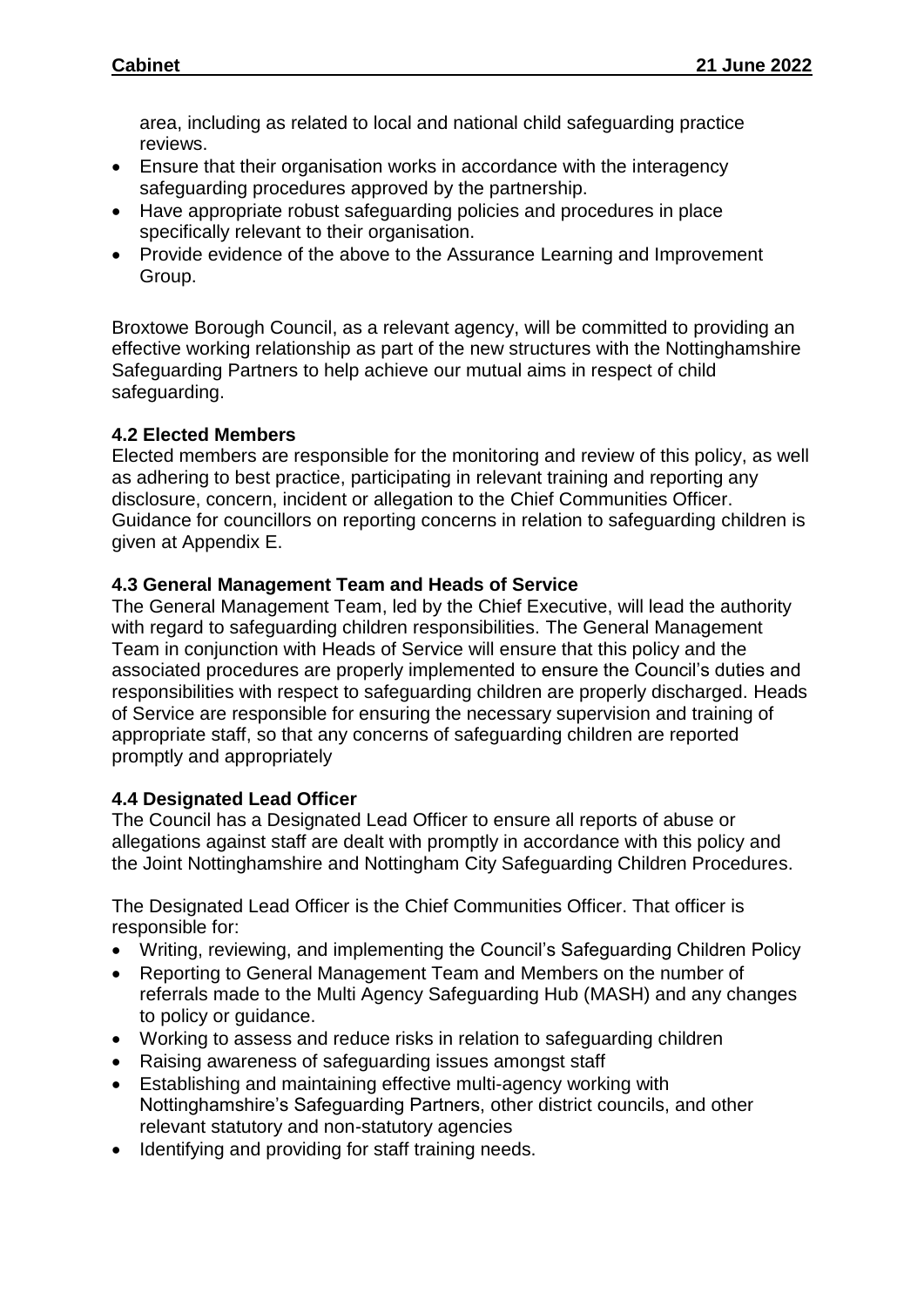area, including as related to local and national child safeguarding practice reviews.
- Ensure that their organisation works in accordance with the interagency safeguarding procedures approved by the partnership.
- Have appropriate robust safeguarding policies and procedures in place specifically relevant to their organisation.
- Provide evidence of the above to the Assurance Learning and Improvement Group.

Broxtowe Borough Council, as a relevant agency, will be committed to providing an effective working relationship as part of the new structures with the Nottinghamshire Safeguarding Partners to help achieve our mutual aims in respect of child safeguarding.

**4.2 Elected Members**

Elected members are responsible for the monitoring and review of this policy, as well as adhering to best practice, participating in relevant training and reporting any disclosure, concern, incident or allegation to the Chief Communities Officer. Guidance for councillors on reporting concerns in relation to safeguarding children is given at Appendix E.

**4.3 General Management Team and Heads of Service**

The General Management Team, led by the Chief Executive, will lead the authority with regard to safeguarding children responsibilities. The General Management Team in conjunction with Heads of Service will ensure that this policy and the associated procedures are properly implemented to ensure the Council's duties and responsibilities with respect to safeguarding children are properly discharged. Heads of Service are responsible for ensuring the necessary supervision and training of appropriate staff, so that any concerns of safeguarding children are reported promptly and appropriately

**4.4 Designated Lead Officer**

The Council has a Designated Lead Officer to ensure all reports of abuse or allegations against staff are dealt with promptly in accordance with this policy and the Joint Nottinghamshire and Nottingham City Safeguarding Children Procedures.

The Designated Lead Officer is the Chief Communities Officer. That officer is responsible for:

- Writing, reviewing, and implementing the Council's Safeguarding Children Policy
- Reporting to General Management Team and Members on the number of referrals made to the Multi Agency Safeguarding Hub (MASH) and any changes to policy or guidance.
- Working to assess and reduce risks in relation to safeguarding children
- Raising awareness of safeguarding issues amongst staff
- Establishing and maintaining effective multi-agency working with Nottinghamshire's Safeguarding Partners, other district councils, and other relevant statutory and non-statutory agencies
- Identifying and providing for staff training needs.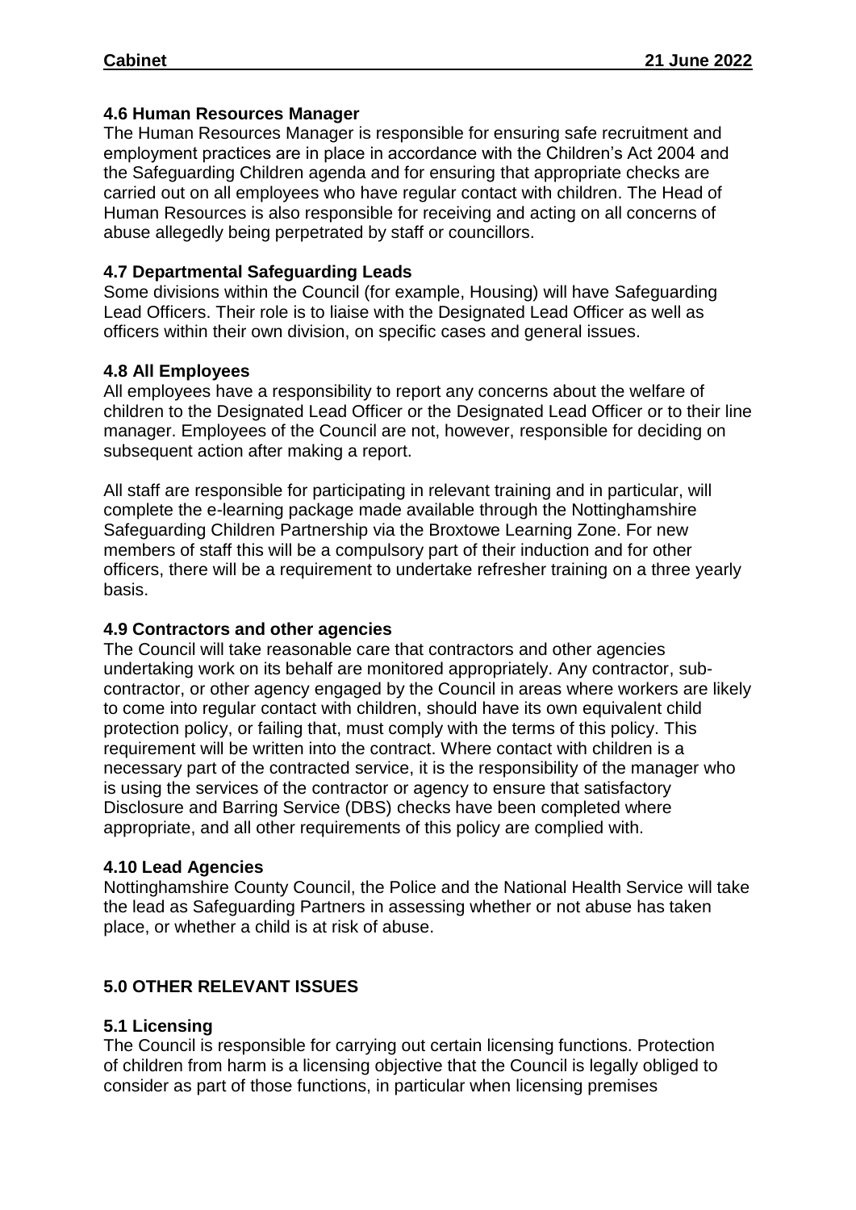**4.6 Human Resources Manager**

The Human Resources Manager is responsible for ensuring safe recruitment and employment practices are in place in accordance with the Children's Act 2004 and the Safeguarding Children agenda and for ensuring that appropriate checks are carried out on all employees who have regular contact with children. The Head of Human Resources is also responsible for receiving and acting on all concerns of abuse allegedly being perpetrated by staff or councillors.

**4.7 Departmental Safeguarding Leads**

Some divisions within the Council (for example, Housing) will have Safeguarding Lead Officers. Their role is to liaise with the Designated Lead Officer as well as officers within their own division, on specific cases and general issues.

**4.8 All Employees**

All employees have a responsibility to report any concerns about the welfare of children to the Designated Lead Officer or the Designated Lead Officer or to their line manager. Employees of the Council are not, however, responsible for deciding on subsequent action after making a report.

All staff are responsible for participating in relevant training and in particular, will complete the e-learning package made available through the Nottinghamshire Safeguarding Children Partnership via the Broxtowe Learning Zone. For new members of staff this will be a compulsory part of their induction and for other officers, there will be a requirement to undertake refresher training on a three yearly basis.

**4.9 Contractors and other agencies**

The Council will take reasonable care that contractors and other agencies undertaking work on its behalf are monitored appropriately. Any contractor, sub-contractor, or other agency engaged by the Council in areas where workers are likely to come into regular contact with children, should have its own equivalent child protection policy, or failing that, must comply with the terms of this policy. This requirement will be written into the contract. Where contact with children is a necessary part of the contracted service, it is the responsibility of the manager who is using the services of the contractor or agency to ensure that satisfactory Disclosure and Barring Service (DBS) checks have been completed where appropriate, and all other requirements of this policy are complied with.

**4.10 Lead Agencies**

Nottinghamshire County Council, the Police and the National Health Service will take the lead as Safeguarding Partners in assessing whether or not abuse has taken place, or whether a child is at risk of abuse.

**5.0 OTHER RELEVANT ISSUES**

**5.1 Licensing**

The Council is responsible for carrying out certain licensing functions. Protection of children from harm is a licensing objective that the Council is legally obliged to consider as part of those functions, in particular when licensing premises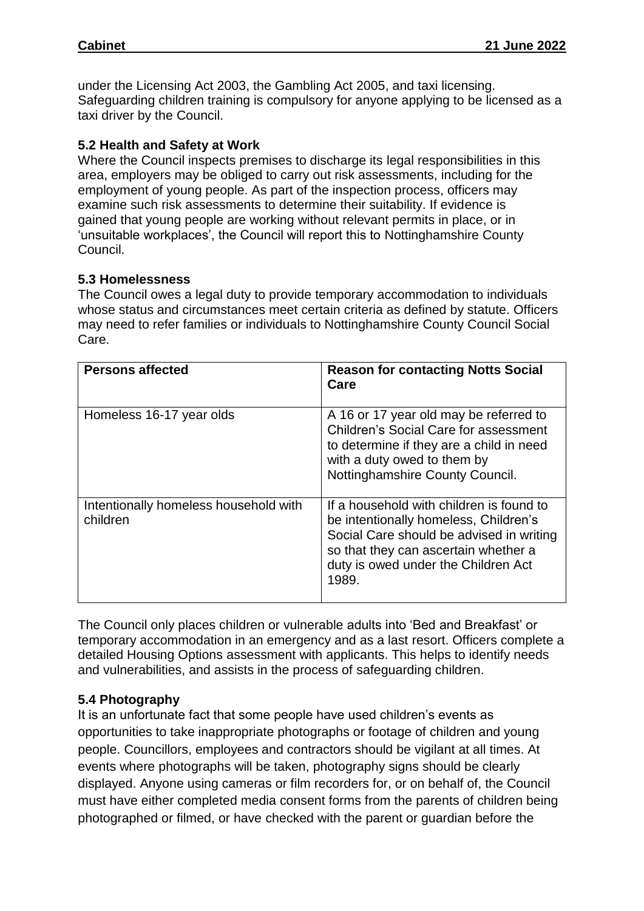under the Licensing Act 2003, the Gambling Act 2005, and taxi licensing. Safeguarding children training is compulsory for anyone applying to be licensed as a taxi driver by the Council.

### 5.2 Health and Safety at Work

Where the Council inspects premises to discharge its legal responsibilities in this area, employers may be obliged to carry out risk assessments, including for the employment of young people. As part of the inspection process, officers may examine such risk assessments to determine their suitability. If evidence is gained that young people are working without relevant permits in place, or in 'unsuitable workplaces', the Council will report this to Nottinghamshire County Council.

### 5.3 Homelessness

The Council owes a legal duty to provide temporary accommodation to individuals whose status and circumstances meet certain criteria as defined by statute. Officers may need to refer families or individuals to Nottinghamshire County Council Social Care.

| **Persons affected** | **Reason for contacting Notts Social Care** |
|---|---|
| Homeless 16-17 year olds | A 16 or 17 year old may be referred to Children's Social Care for assessment to determine if they are a child in need with a duty owed to them by Nottinghamshire County Council. |
| Intentionally homeless household with children | If a household with children is found to be intentionally homeless, Children's Social Care should be advised in writing so that they can ascertain whether a duty is owed under the Children Act 1989. |

The Council only places children or vulnerable adults into 'Bed and Breakfast' or temporary accommodation in an emergency and as a last resort. Officers complete a detailed Housing Options assessment with applicants. This helps to identify needs and vulnerabilities, and assists in the process of safeguarding children.

### 5.4 Photography

It is an unfortunate fact that some people have used children's events as opportunities to take inappropriate photographs or footage of children and young people. Councillors, employees and contractors should be vigilant at all times. At events where photographs will be taken, photography signs should be clearly displayed. Anyone using cameras or film recorders for, or on behalf of, the Council must have either completed media consent forms from the parents of children being photographed or filmed, or have checked with the parent or guardian before the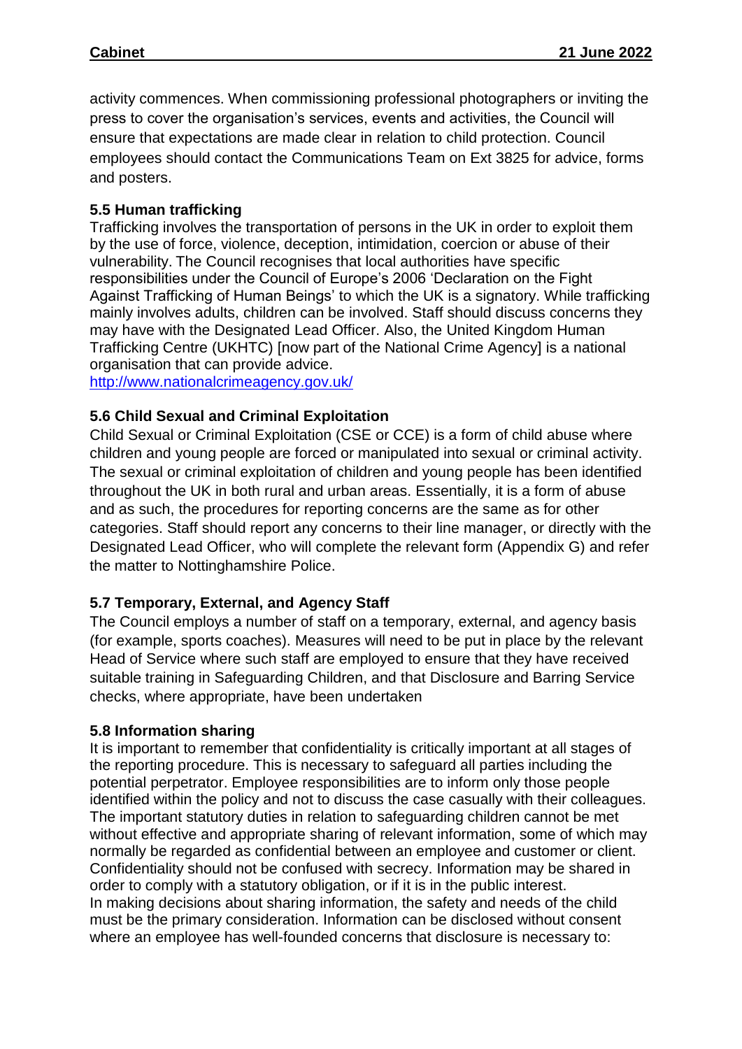activity commences. When commissioning professional photographers or inviting the press to cover the organisation's services, events and activities, the Council will ensure that expectations are made clear in relation to child protection. Council employees should contact the Communications Team on Ext 3825 for advice, forms and posters.

### 5.5 Human trafficking

Trafficking involves the transportation of persons in the UK in order to exploit them by the use of force, violence, deception, intimidation, coercion or abuse of their vulnerability. The Council recognises that local authorities have specific responsibilities under the Council of Europe's 2006 'Declaration on the Fight Against Trafficking of Human Beings' to which the UK is a signatory. While trafficking mainly involves adults, children can be involved. Staff should discuss concerns they may have with the Designated Lead Officer. Also, the United Kingdom Human Trafficking Centre (UKHTC) [now part of the National Crime Agency] is a national organisation that can provide advice.
http://www.nationalcrimeagency.gov.uk/

### 5.6 Child Sexual and Criminal Exploitation

Child Sexual or Criminal Exploitation (CSE or CCE) is a form of child abuse where children and young people are forced or manipulated into sexual or criminal activity. The sexual or criminal exploitation of children and young people has been identified throughout the UK in both rural and urban areas. Essentially, it is a form of abuse and as such, the procedures for reporting concerns are the same as for other categories. Staff should report any concerns to their line manager, or directly with the Designated Lead Officer, who will complete the relevant form (Appendix G) and refer the matter to Nottinghamshire Police.

### 5.7 Temporary, External, and Agency Staff

The Council employs a number of staff on a temporary, external, and agency basis (for example, sports coaches). Measures will need to be put in place by the relevant Head of Service where such staff are employed to ensure that they have received suitable training in Safeguarding Children, and that Disclosure and Barring Service checks, where appropriate, have been undertaken

### 5.8 Information sharing

It is important to remember that confidentiality is critically important at all stages of the reporting procedure. This is necessary to safeguard all parties including the potential perpetrator. Employee responsibilities are to inform only those people identified within the policy and not to discuss the case casually with their colleagues. The important statutory duties in relation to safeguarding children cannot be met without effective and appropriate sharing of relevant information, some of which may normally be regarded as confidential between an employee and customer or client. Confidentiality should not be confused with secrecy. Information may be shared in order to comply with a statutory obligation, or if it is in the public interest.
In making decisions about sharing information, the safety and needs of the child must be the primary consideration. Information can be disclosed without consent where an employee has well-founded concerns that disclosure is necessary to: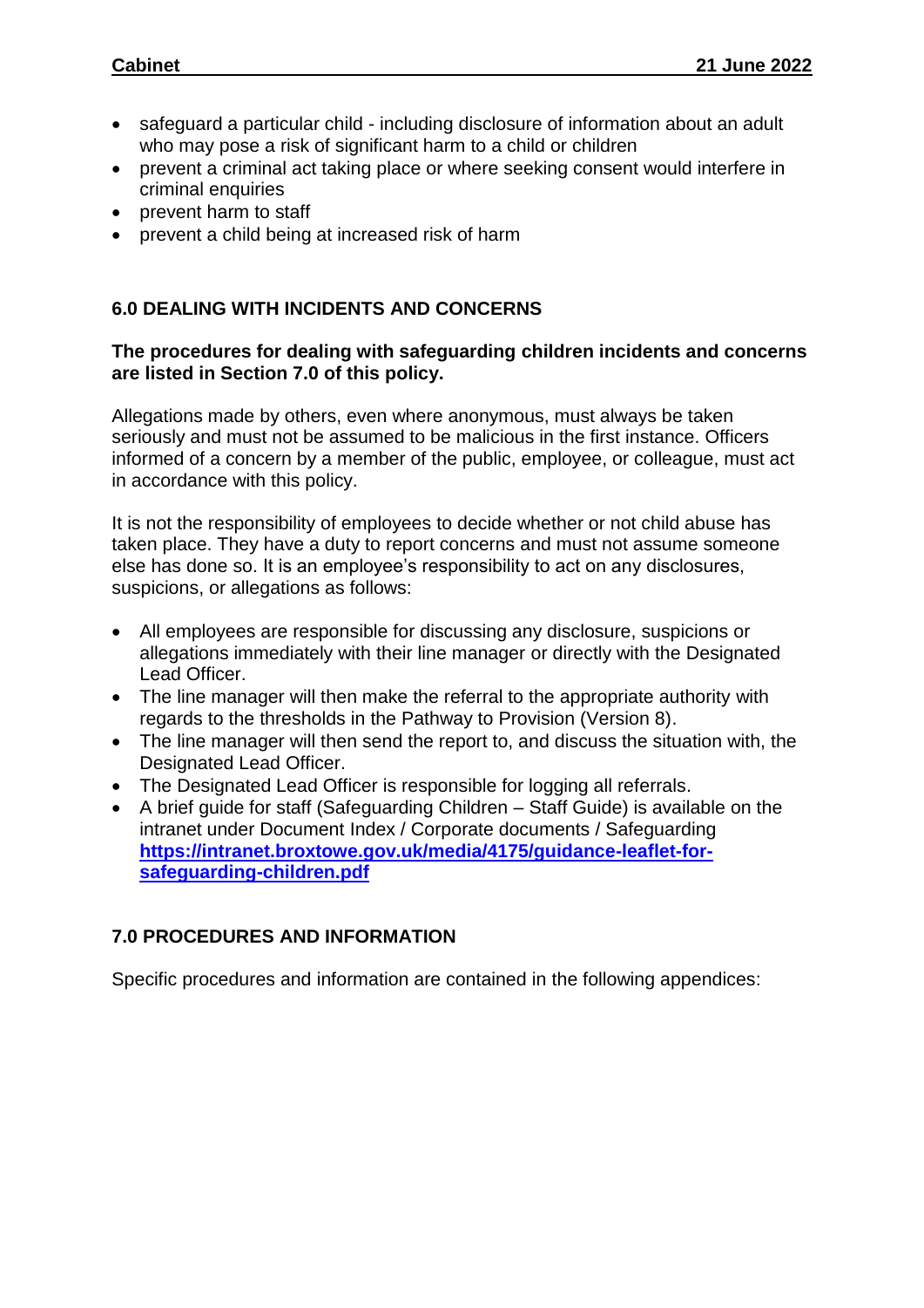- safeguard a particular child - including disclosure of information about an adult who may pose a risk of significant harm to a child or children
- prevent a criminal act taking place or where seeking consent would interfere in criminal enquiries
- prevent harm to staff
- prevent a child being at increased risk of harm

## 6.0 DEALING WITH INCIDENTS AND CONCERNS

**The procedures for dealing with safeguarding children incidents and concerns are listed in Section 7.0 of this policy.**

Allegations made by others, even where anonymous, must always be taken seriously and must not be assumed to be malicious in the first instance. Officers informed of a concern by a member of the public, employee, or colleague, must act in accordance with this policy.

It is not the responsibility of employees to decide whether or not child abuse has taken place. They have a duty to report concerns and must not assume someone else has done so. It is an employee's responsibility to act on any disclosures, suspicions, or allegations as follows:

- All employees are responsible for discussing any disclosure, suspicions or allegations immediately with their line manager or directly with the Designated Lead Officer.
- The line manager will then make the referral to the appropriate authority with regards to the thresholds in the Pathway to Provision (Version 8).
- The line manager will then send the report to, and discuss the situation with, the Designated Lead Officer.
- The Designated Lead Officer is responsible for logging all referrals.
- A brief guide for staff (Safeguarding Children – Staff Guide) is available on the intranet under Document Index / Corporate documents / Safeguarding **https://intranet.broxtowe.gov.uk/media/4175/guidance-leaflet-for-safeguarding-children.pdf**

## 7.0 PROCEDURES AND INFORMATION

Specific procedures and information are contained in the following appendices: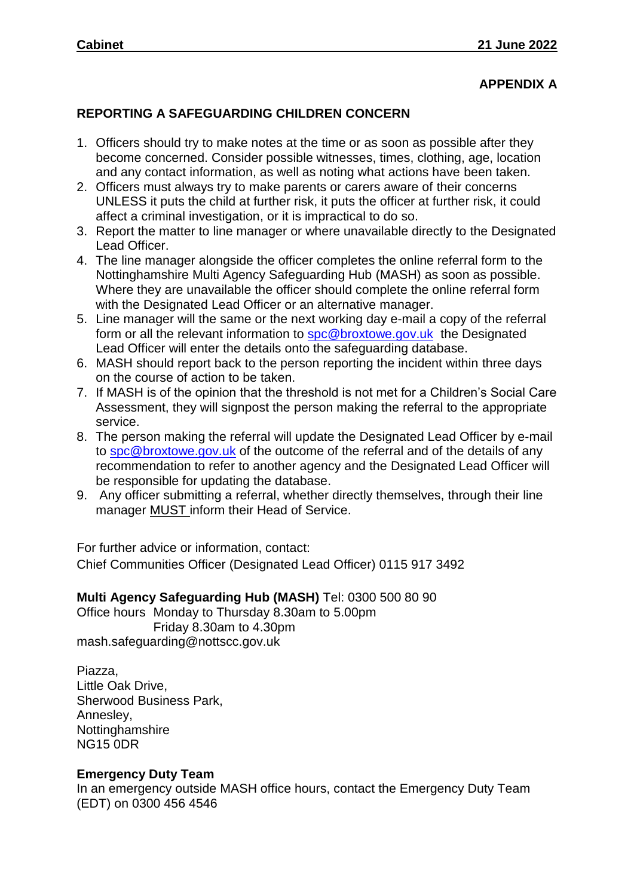**APPENDIX A**

## REPORTING A SAFEGUARDING CHILDREN CONCERN

1. Officers should try to make notes at the time or as soon as possible after they become concerned. Consider possible witnesses, times, clothing, age, location and any contact information, as well as noting what actions have been taken.
2. Officers must always try to make parents or carers aware of their concerns UNLESS it puts the child at further risk, it puts the officer at further risk, it could affect a criminal investigation, or it is impractical to do so.
3. Report the matter to line manager or where unavailable directly to the Designated Lead Officer.
4. The line manager alongside the officer completes the online referral form to the Nottinghamshire Multi Agency Safeguarding Hub (MASH) as soon as possible. Where they are unavailable the officer should complete the online referral form with the Designated Lead Officer or an alternative manager.
5. Line manager will the same or the next working day e-mail a copy of the referral form or all the relevant information to spc@broxtowe.gov.uk the Designated Lead Officer will enter the details onto the safeguarding database.
6. MASH should report back to the person reporting the incident within three days on the course of action to be taken.
7. If MASH is of the opinion that the threshold is not met for a Children's Social Care Assessment, they will signpost the person making the referral to the appropriate service.
8. The person making the referral will update the Designated Lead Officer by e-mail to spc@broxtowe.gov.uk of the outcome of the referral and of the details of any recommendation to refer to another agency and the Designated Lead Officer will be responsible for updating the database.
9. Any officer submitting a referral, whether directly themselves, through their line manager MUST inform their Head of Service.

For further advice or information, contact:
Chief Communities Officer (Designated Lead Officer) 0115 917 3492

**Multi Agency Safeguarding Hub (MASH)** Tel: 0300 500 80 90
Office hours Monday to Thursday 8.30am to 5.00pm
Friday 8.30am to 4.30pm
mash.safeguarding@nottscc.gov.uk

Piazza,
Little Oak Drive,
Sherwood Business Park,
Annesley,
Nottinghamshire
NG15 0DR

**Emergency Duty Team**
In an emergency outside MASH office hours, contact the Emergency Duty Team (EDT) on 0300 456 4546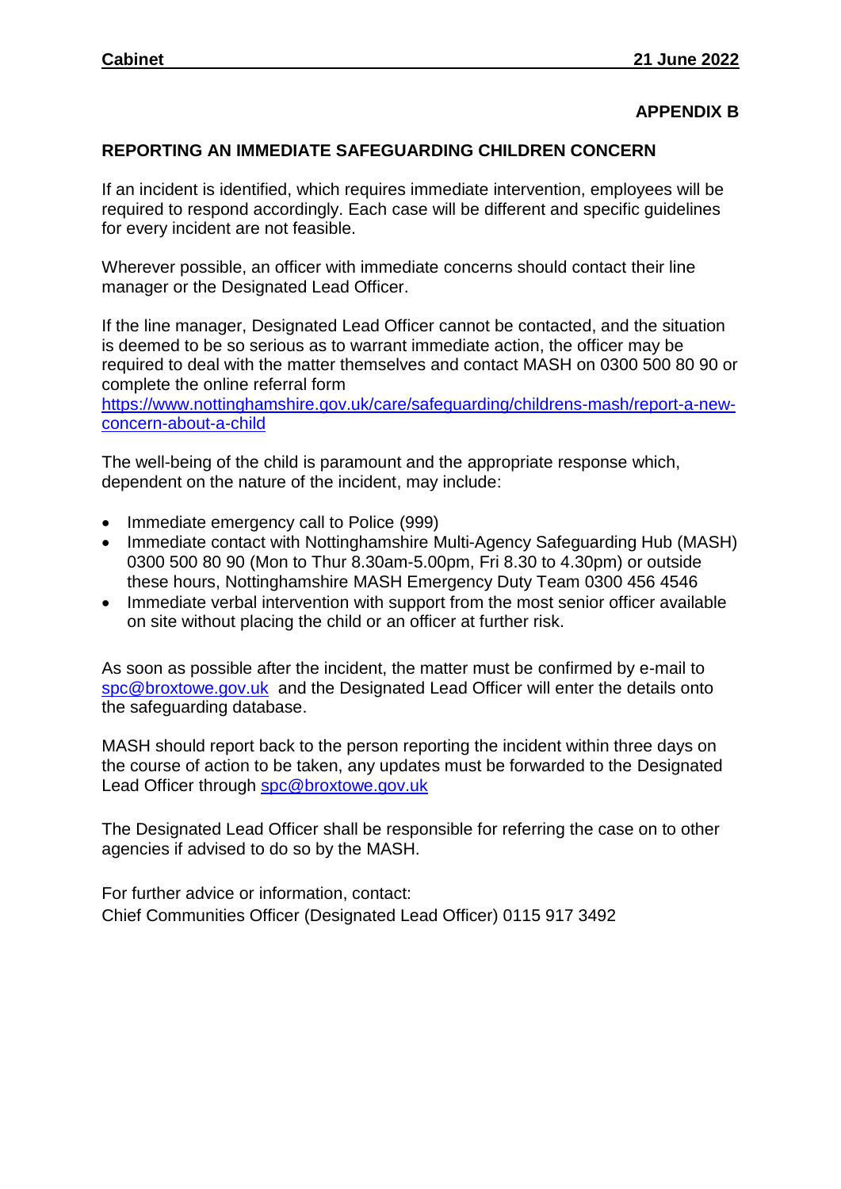**APPENDIX B**

## REPORTING AN IMMEDIATE SAFEGUARDING CHILDREN CONCERN

If an incident is identified, which requires immediate intervention, employees will be required to respond accordingly. Each case will be different and specific guidelines for every incident are not feasible.

Wherever possible, an officer with immediate concerns should contact their line manager or the Designated Lead Officer.

If the line manager, Designated Lead Officer cannot be contacted, and the situation is deemed to be so serious as to warrant immediate action, the officer may be required to deal with the matter themselves and contact MASH on 0300 500 80 90 or complete the online referral form https://www.nottinghamshire.gov.uk/care/safeguarding/childrens-mash/report-a-new-concern-about-a-child

The well-being of the child is paramount and the appropriate response which, dependent on the nature of the incident, may include:

- Immediate emergency call to Police (999)
- Immediate contact with Nottinghamshire Multi-Agency Safeguarding Hub (MASH) 0300 500 80 90 (Mon to Thur 8.30am-5.00pm, Fri 8.30 to 4.30pm) or outside these hours, Nottinghamshire MASH Emergency Duty Team 0300 456 4546
- Immediate verbal intervention with support from the most senior officer available on site without placing the child or an officer at further risk.

As soon as possible after the incident, the matter must be confirmed by e-mail to spc@broxtowe.gov.uk and the Designated Lead Officer will enter the details onto the safeguarding database.

MASH should report back to the person reporting the incident within three days on the course of action to be taken, any updates must be forwarded to the Designated Lead Officer through spc@broxtowe.gov.uk

The Designated Lead Officer shall be responsible for referring the case on to other agencies if advised to do so by the MASH.

For further advice or information, contact:
Chief Communities Officer (Designated Lead Officer) 0115 917 3492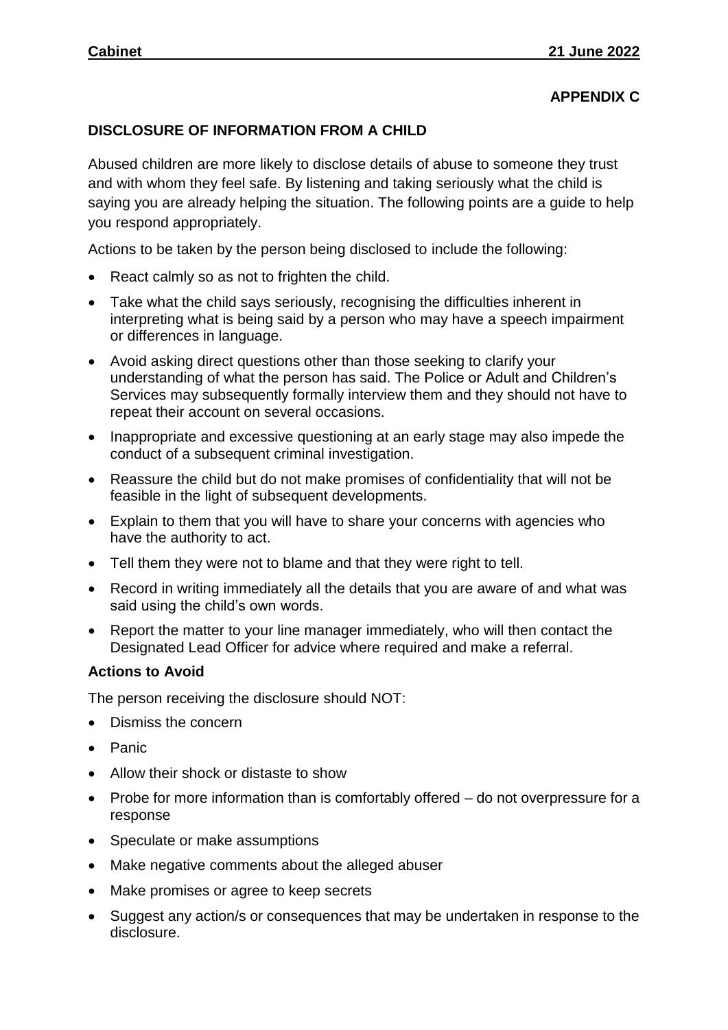**APPENDIX C**

**DISCLOSURE OF INFORMATION FROM A CHILD**

Abused children are more likely to disclose details of abuse to someone they trust and with whom they feel safe. By listening and taking seriously what the child is saying you are already helping the situation. The following points are a guide to help you respond appropriately.

Actions to be taken by the person being disclosed to include the following:

- React calmly so as not to frighten the child.
- Take what the child says seriously, recognising the difficulties inherent in interpreting what is being said by a person who may have a speech impairment or differences in language.
- Avoid asking direct questions other than those seeking to clarify your understanding of what the person has said. The Police or Adult and Children's Services may subsequently formally interview them and they should not have to repeat their account on several occasions.
- Inappropriate and excessive questioning at an early stage may also impede the conduct of a subsequent criminal investigation.
- Reassure the child but do not make promises of confidentiality that will not be feasible in the light of subsequent developments.
- Explain to them that you will have to share your concerns with agencies who have the authority to act.
- Tell them they were not to blame and that they were right to tell.
- Record in writing immediately all the details that you are aware of and what was said using the child's own words.
- Report the matter to your line manager immediately, who will then contact the Designated Lead Officer for advice where required and make a referral.

**Actions to Avoid**

The person receiving the disclosure should NOT:

- Dismiss the concern
- Panic
- Allow their shock or distaste to show
- Probe for more information than is comfortably offered – do not overpressure for a response
- Speculate or make assumptions
- Make negative comments about the alleged abuser
- Make promises or agree to keep secrets
- Suggest any action/s or consequences that may be undertaken in response to the disclosure.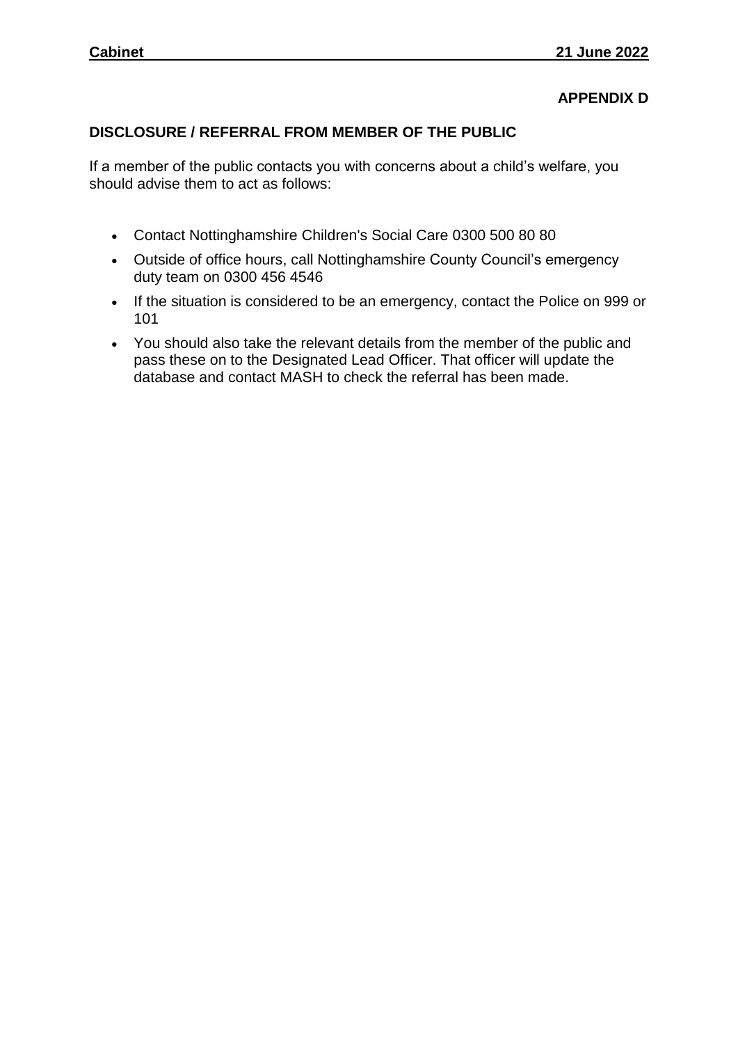**APPENDIX D**

## DISCLOSURE / REFERRAL FROM MEMBER OF THE PUBLIC

If a member of the public contacts you with concerns about a child's welfare, you should advise them to act as follows:

- Contact Nottinghamshire Children's Social Care 0300 500 80 80
- Outside of office hours, call Nottinghamshire County Council's emergency duty team on 0300 456 4546
- If the situation is considered to be an emergency, contact the Police on 999 or 101
- You should also take the relevant details from the member of the public and pass these on to the Designated Lead Officer. That officer will update the database and contact MASH to check the referral has been made.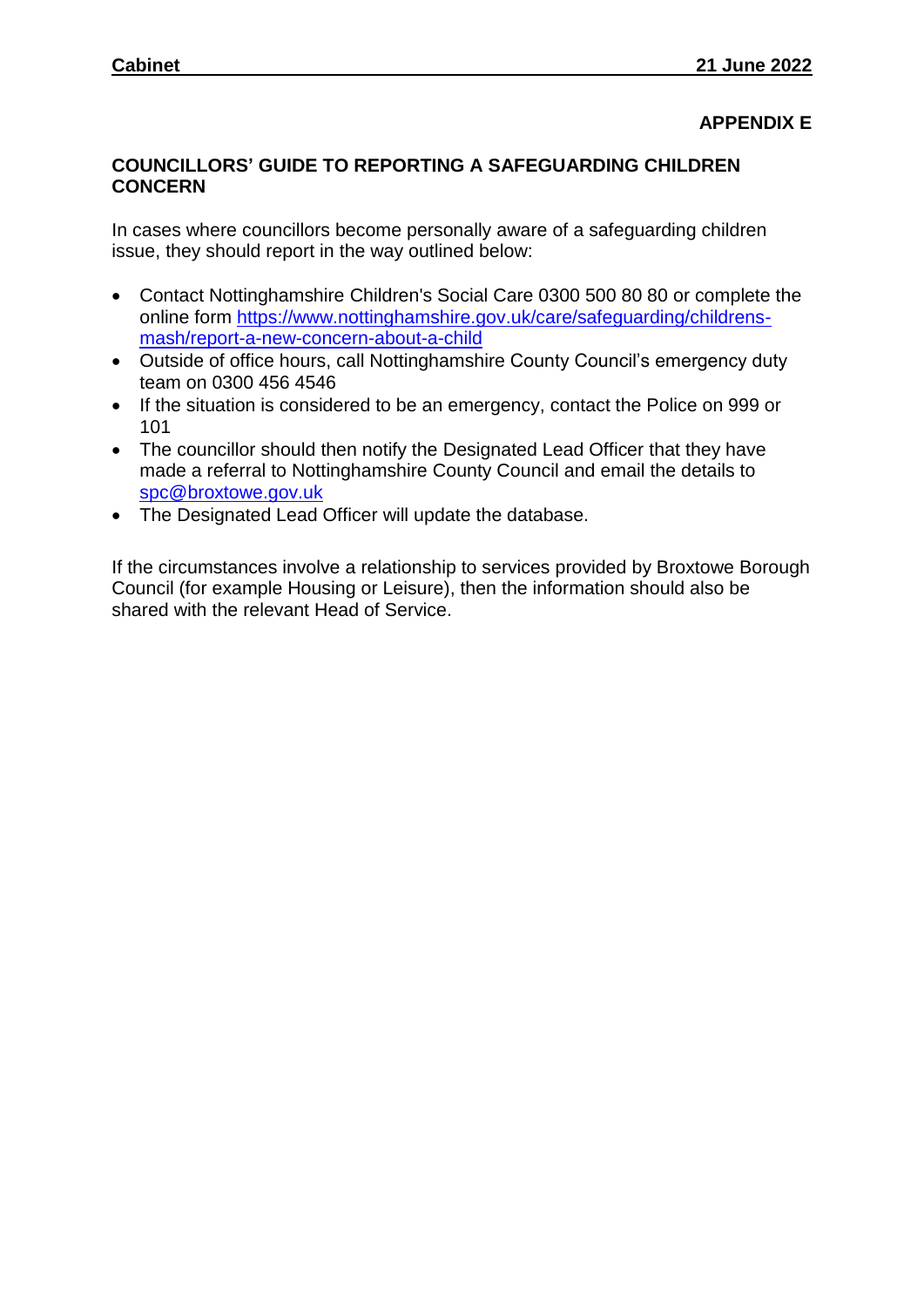**APPENDIX E**

## COUNCILLORS' GUIDE TO REPORTING A SAFEGUARDING CHILDREN CONCERN

In cases where councillors become personally aware of a safeguarding children issue, they should report in the way outlined below:

- Contact Nottinghamshire Children's Social Care 0300 500 80 80 or complete the online form https://www.nottinghamshire.gov.uk/care/safeguarding/childrens-mash/report-a-new-concern-about-a-child
- Outside of office hours, call Nottinghamshire County Council's emergency duty team on 0300 456 4546
- If the situation is considered to be an emergency, contact the Police on 999 or 101
- The councillor should then notify the Designated Lead Officer that they have made a referral to Nottinghamshire County Council and email the details to spc@broxtowe.gov.uk
- The Designated Lead Officer will update the database.

If the circumstances involve a relationship to services provided by Broxtowe Borough Council (for example Housing or Leisure), then the information should also be shared with the relevant Head of Service.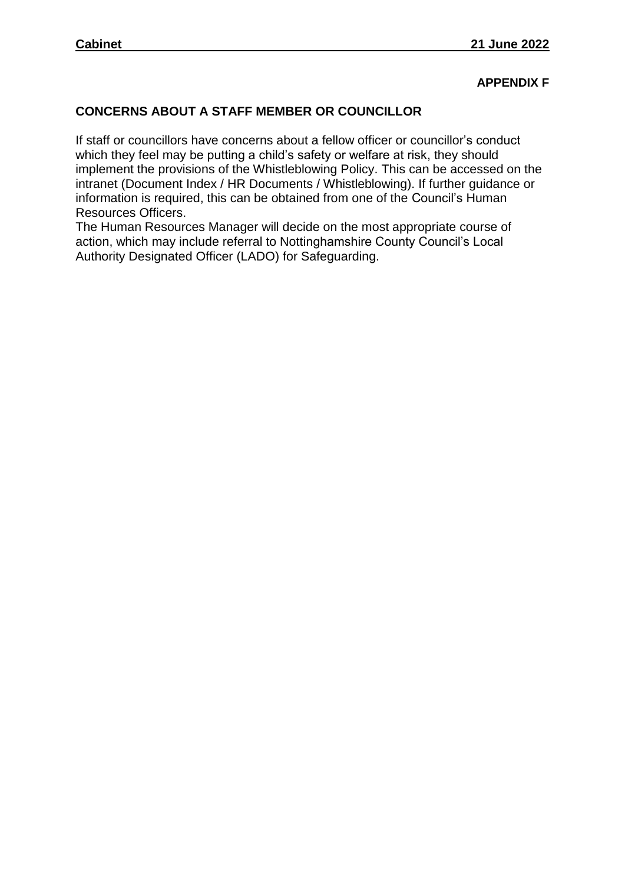**APPENDIX F**

## CONCERNS ABOUT A STAFF MEMBER OR COUNCILLOR

If staff or councillors have concerns about a fellow officer or councillor's conduct which they feel may be putting a child's safety or welfare at risk, they should implement the provisions of the Whistleblowing Policy. This can be accessed on the intranet (Document Index / HR Documents / Whistleblowing). If further guidance or information is required, this can be obtained from one of the Council's Human Resources Officers.

The Human Resources Manager will decide on the most appropriate course of action, which may include referral to Nottinghamshire County Council's Local Authority Designated Officer (LADO) for Safeguarding.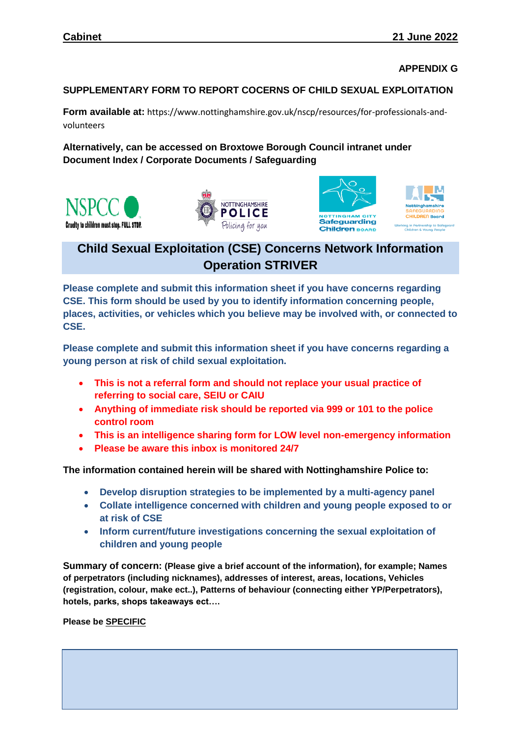**APPENDIX G**

**SUPPLEMENTARY FORM TO REPORT COCERNS OF CHILD SEXUAL EXPLOITATION**

**Form available at:** https://www.nottinghamshire.gov.uk/nscp/resources/for-professionals-and-volunteers

**Alternatively, can be accessed on Broxtowe Borough Council intranet under Document Index / Corporate Documents / Safeguarding**

NSPCC Cruelty to children must stop. FULL STOP.  NOTTINGHAMSHIRE POLICE Policing for you  NOTTINGHAM CITY Safeguarding Children BOARD  Nottinghamshire SAFEGUARDING CHILDREN Board Working in Partnership to Safeguard Children & Young People

## Child Sexual Exploitation (CSE) Concerns Network Information Operation STRIVER

**Please complete and submit this information sheet if you have concerns regarding CSE. This form should be used by you to identify information concerning people, places, activities, or vehicles which you believe may be involved with, or connected to CSE.**

**Please complete and submit this information sheet if you have concerns regarding a young person at risk of child sexual exploitation.**

- **This is not a referral form and should not replace your usual practice of referring to social care, SEIU or CAIU**
- **Anything of immediate risk should be reported via 999 or 101 to the police control room**
- **This is an intelligence sharing form for LOW level non-emergency information**
- **Please be aware this inbox is monitored 24/7**

**The information contained herein will be shared with Nottinghamshire Police to:**

- **Develop disruption strategies to be implemented by a multi-agency panel**
- **Collate intelligence concerned with children and young people exposed to or at risk of CSE**
- **Inform current/future investigations concerning the sexual exploitation of children and young people**

**Summary of concern: (Please give a brief account of the information), for example; Names of perpetrators (including nicknames), addresses of interest, areas, locations, Vehicles (registration, colour, make ect..), Patterns of behaviour (connecting either YP/Perpetrators), hotels, parks, shops takeaways ect….**

**Please be SPECIFIC**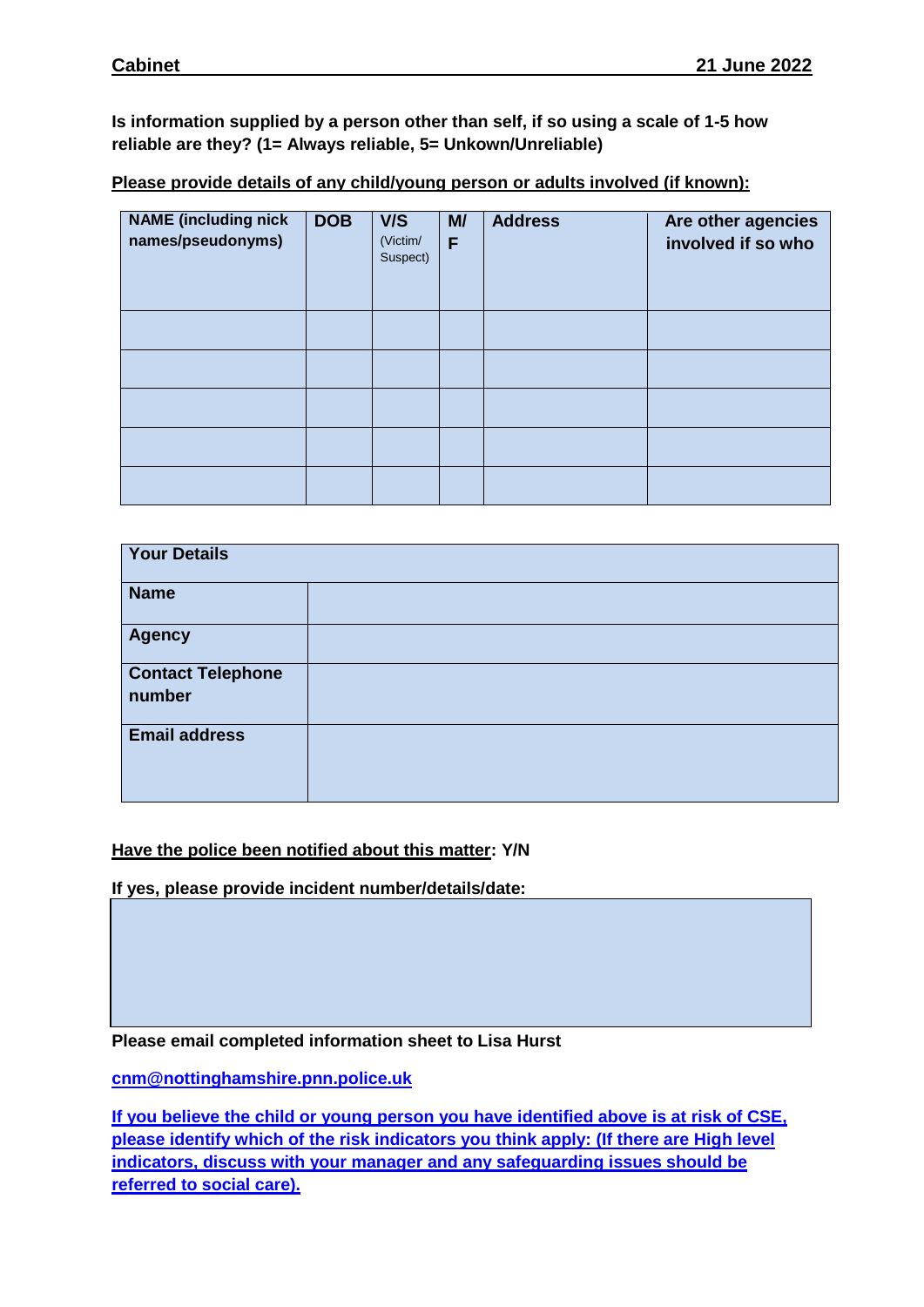**Is information supplied by a person other than self, if so using a scale of 1-5 how reliable are they? (1= Always reliable, 5= Unkown/Unreliable)**

**Please provide details of any child/young person or adults involved (if known):**

| NAME (including nick names/pseudonyms) | DOB | V/S (Victim/ Suspect) | M/ F | Address | Are other agencies involved if so who |
|---|---|---|---|---|---|
| | | | | | |
| | | | | | |
| | | | | | |
| | | | | | |
| | | | | | |

| Your Details | |
|---|---|
| **Name** | |
| **Agency** | |
| **Contact Telephone number** | |
| **Email address** | |

**Have the police been notified about this matter: Y/N**

**If yes, please provide incident number/details/date:**

| |
|---|
| |

**Please email completed information sheet to Lisa Hurst**

**cnm@nottinghamshire.pnn.police.uk**

**If you believe the child or young person you have identified above is at risk of CSE, please identify which of the risk indicators you think apply: (If there are High level indicators, discuss with your manager and any safeguarding issues should be referred to social care).**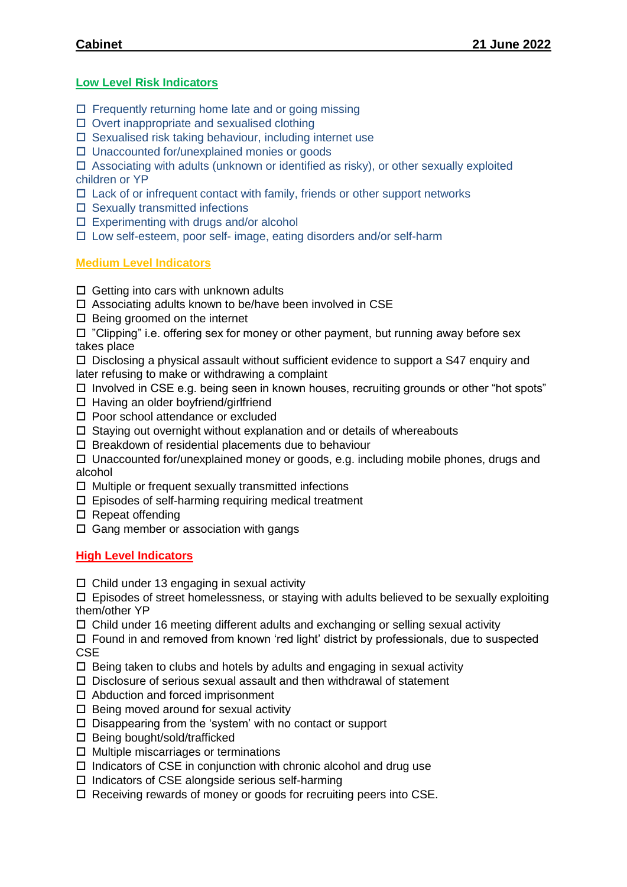## Low Level Risk Indicators

- ☐ Frequently returning home late and or going missing
- ☐ Overt inappropriate and sexualised clothing
- ☐ Sexualised risk taking behaviour, including internet use
- ☐ Unaccounted for/unexplained monies or goods
- ☐ Associating with adults (unknown or identified as risky), or other sexually exploited children or YP
- ☐ Lack of or infrequent contact with family, friends or other support networks
- ☐ Sexually transmitted infections
- ☐ Experimenting with drugs and/or alcohol
- ☐ Low self-esteem, poor self- image, eating disorders and/or self-harm

## Medium Level Indicators

- ☐ Getting into cars with unknown adults
- ☐ Associating adults known to be/have been involved in CSE
- ☐ Being groomed on the internet
- ☐ "Clipping" i.e. offering sex for money or other payment, but running away before sex takes place
- ☐ Disclosing a physical assault without sufficient evidence to support a S47 enquiry and later refusing to make or withdrawing a complaint
- ☐ Involved in CSE e.g. being seen in known houses, recruiting grounds or other "hot spots"
- ☐ Having an older boyfriend/girlfriend
- ☐ Poor school attendance or excluded
- ☐ Staying out overnight without explanation and or details of whereabouts
- ☐ Breakdown of residential placements due to behaviour
- ☐ Unaccounted for/unexplained money or goods, e.g. including mobile phones, drugs and alcohol
- ☐ Multiple or frequent sexually transmitted infections
- ☐ Episodes of self-harming requiring medical treatment
- ☐ Repeat offending
- ☐ Gang member or association with gangs

## High Level Indicators

- ☐ Child under 13 engaging in sexual activity
- ☐ Episodes of street homelessness, or staying with adults believed to be sexually exploiting them/other YP
- ☐ Child under 16 meeting different adults and exchanging or selling sexual activity
- ☐ Found in and removed from known 'red light' district by professionals, due to suspected CSE
- ☐ Being taken to clubs and hotels by adults and engaging in sexual activity
- ☐ Disclosure of serious sexual assault and then withdrawal of statement
- ☐ Abduction and forced imprisonment
- ☐ Being moved around for sexual activity
- ☐ Disappearing from the 'system' with no contact or support
- ☐ Being bought/sold/trafficked
- ☐ Multiple miscarriages or terminations
- ☐ Indicators of CSE in conjunction with chronic alcohol and drug use
- ☐ Indicators of CSE alongside serious self-harming
- ☐ Receiving rewards of money or goods for recruiting peers into CSE.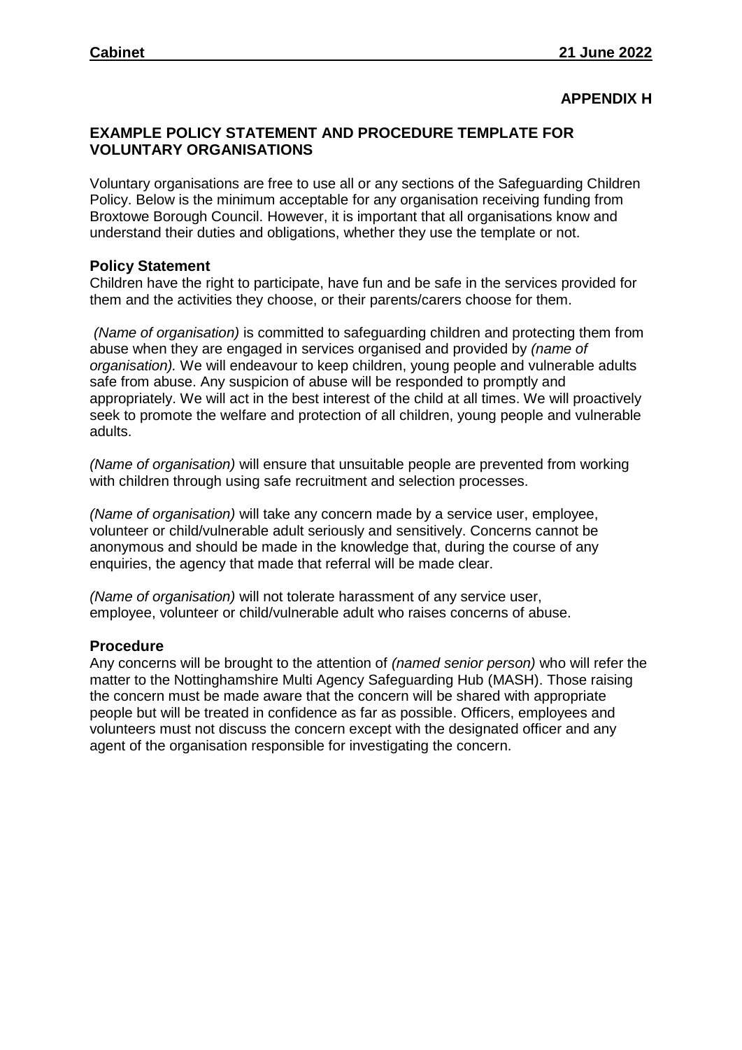**APPENDIX H**

## EXAMPLE POLICY STATEMENT AND PROCEDURE TEMPLATE FOR VOLUNTARY ORGANISATIONS

Voluntary organisations are free to use all or any sections of the Safeguarding Children Policy. Below is the minimum acceptable for any organisation receiving funding from Broxtowe Borough Council. However, it is important that all organisations know and understand their duties and obligations, whether they use the template or not.

### Policy Statement

Children have the right to participate, have fun and be safe in the services provided for them and the activities they choose, or their parents/carers choose for them.

*(Name of organisation)* is committed to safeguarding children and protecting them from abuse when they are engaged in services organised and provided by *(name of organisation).* We will endeavour to keep children, young people and vulnerable adults safe from abuse. Any suspicion of abuse will be responded to promptly and appropriately. We will act in the best interest of the child at all times. We will proactively seek to promote the welfare and protection of all children, young people and vulnerable adults.

*(Name of organisation)* will ensure that unsuitable people are prevented from working with children through using safe recruitment and selection processes.

*(Name of organisation)* will take any concern made by a service user, employee, volunteer or child/vulnerable adult seriously and sensitively. Concerns cannot be anonymous and should be made in the knowledge that, during the course of any enquiries, the agency that made that referral will be made clear.

*(Name of organisation)* will not tolerate harassment of any service user, employee, volunteer or child/vulnerable adult who raises concerns of abuse.

### Procedure

Any concerns will be brought to the attention of *(named senior person)* who will refer the matter to the Nottinghamshire Multi Agency Safeguarding Hub (MASH). Those raising the concern must be made aware that the concern will be shared with appropriate people but will be treated in confidence as far as possible. Officers, employees and volunteers must not discuss the concern except with the designated officer and any agent of the organisation responsible for investigating the concern.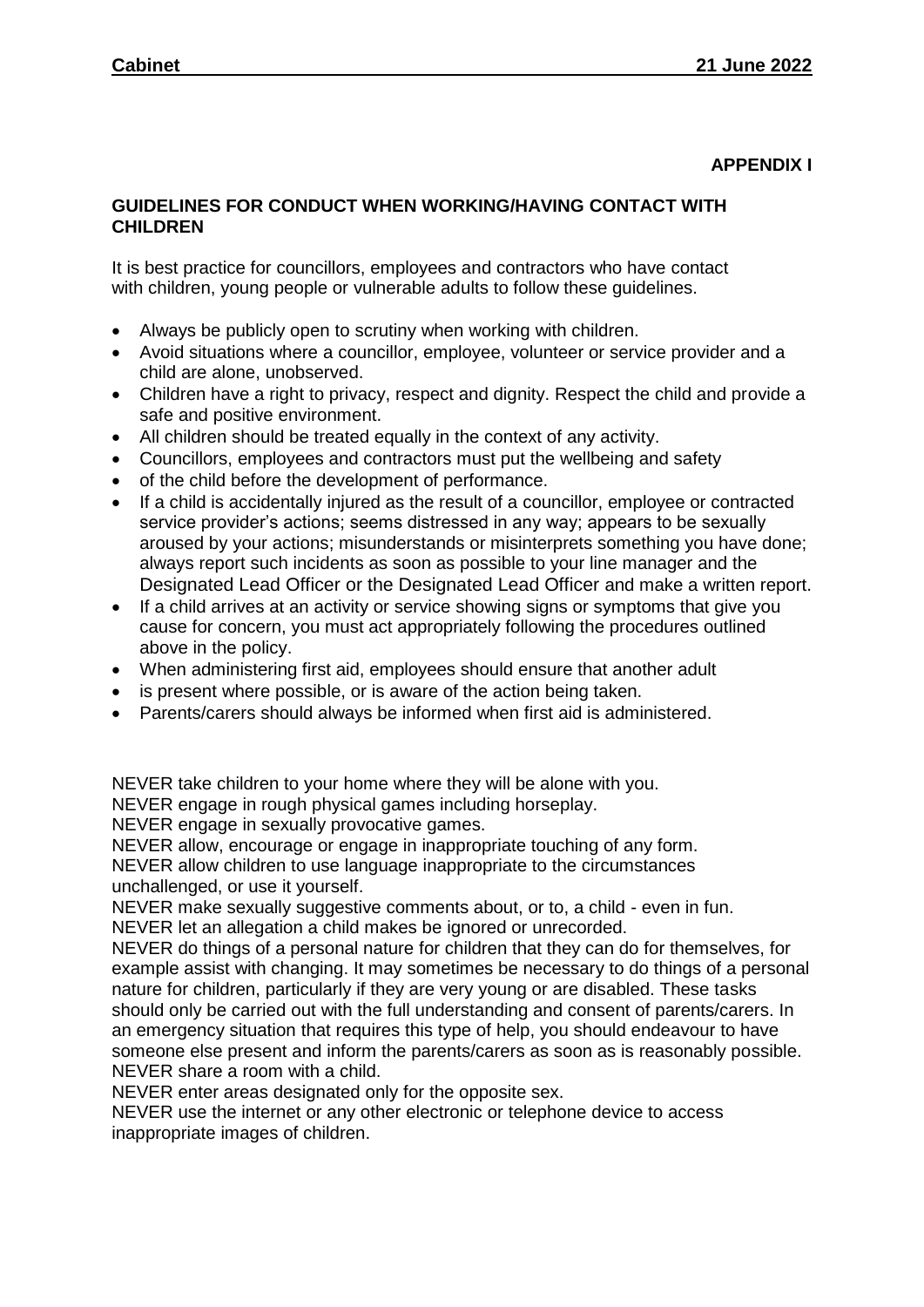**APPENDIX I**

## GUIDELINES FOR CONDUCT WHEN WORKING/HAVING CONTACT WITH CHILDREN

It is best practice for councillors, employees and contractors who have contact with children, young people or vulnerable adults to follow these guidelines.

- Always be publicly open to scrutiny when working with children.
- Avoid situations where a councillor, employee, volunteer or service provider and a child are alone, unobserved.
- Children have a right to privacy, respect and dignity. Respect the child and provide a safe and positive environment.
- All children should be treated equally in the context of any activity.
- Councillors, employees and contractors must put the wellbeing and safety
- of the child before the development of performance.
- If a child is accidentally injured as the result of a councillor, employee or contracted service provider's actions; seems distressed in any way; appears to be sexually aroused by your actions; misunderstands or misinterprets something you have done; always report such incidents as soon as possible to your line manager and the Designated Lead Officer or the Designated Lead Officer and make a written report.
- If a child arrives at an activity or service showing signs or symptoms that give you cause for concern, you must act appropriately following the procedures outlined above in the policy.
- When administering first aid, employees should ensure that another adult
- is present where possible, or is aware of the action being taken.
- Parents/carers should always be informed when first aid is administered.

NEVER take children to your home where they will be alone with you.
NEVER engage in rough physical games including horseplay.
NEVER engage in sexually provocative games.
NEVER allow, encourage or engage in inappropriate touching of any form.
NEVER allow children to use language inappropriate to the circumstances unchallenged, or use it yourself.
NEVER make sexually suggestive comments about, or to, a child - even in fun.
NEVER let an allegation a child makes be ignored or unrecorded.
NEVER do things of a personal nature for children that they can do for themselves, for example assist with changing. It may sometimes be necessary to do things of a personal nature for children, particularly if they are very young or are disabled. These tasks should only be carried out with the full understanding and consent of parents/carers. In an emergency situation that requires this type of help, you should endeavour to have someone else present and inform the parents/carers as soon as is reasonably possible.
NEVER share a room with a child.
NEVER enter areas designated only for the opposite sex.
NEVER use the internet or any other electronic or telephone device to access inappropriate images of children.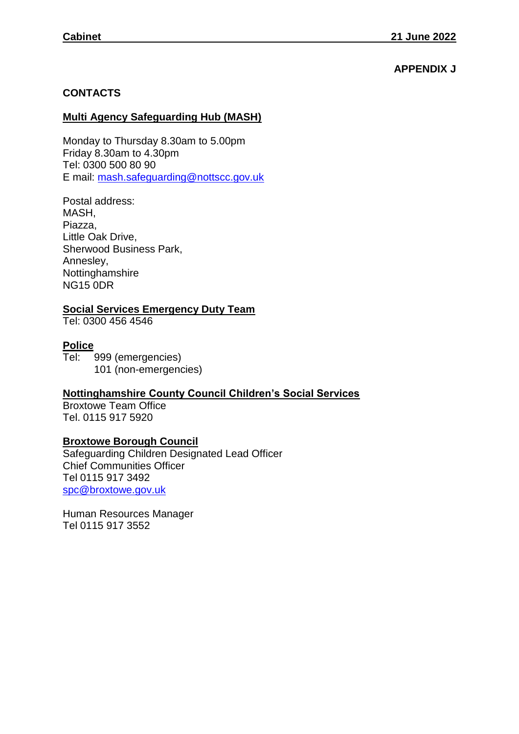**APPENDIX J**

## CONTACTS

### Multi Agency Safeguarding Hub (MASH)

Monday to Thursday 8.30am to 5.00pm
Friday 8.30am to 4.30pm
Tel: 0300 500 80 90
E mail: mash.safeguarding@nottscc.gov.uk

Postal address:
MASH,
Piazza,
Little Oak Drive,
Sherwood Business Park,
Annesley,
Nottinghamshire
NG15 0DR

### Social Services Emergency Duty Team

Tel: 0300 456 4546

### Police

Tel: 999 (emergencies)
101 (non-emergencies)

### Nottinghamshire County Council Children's Social Services

Broxtowe Team Office
Tel. 0115 917 5920

### Broxtowe Borough Council

Safeguarding Children Designated Lead Officer
Chief Communities Officer
Tel 0115 917 3492
spc@broxtowe.gov.uk

Human Resources Manager
Tel 0115 917 3552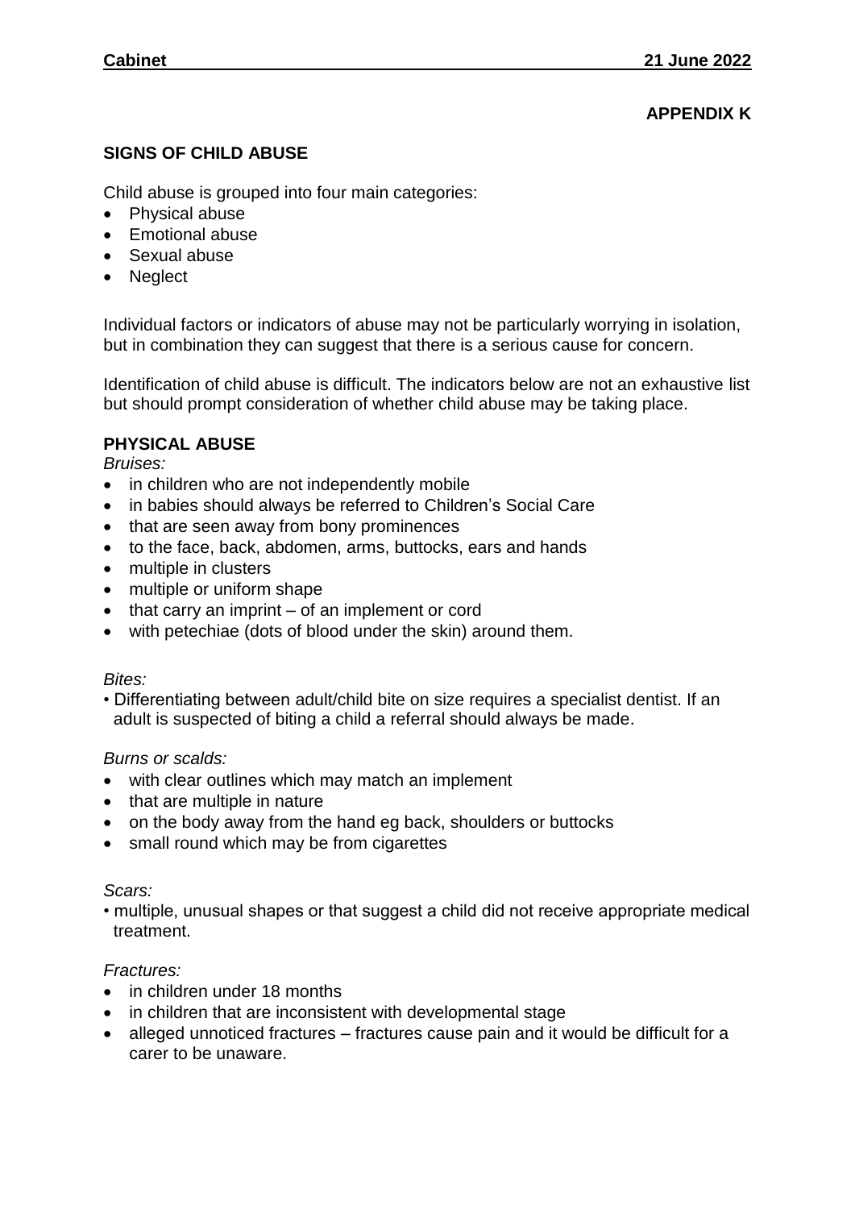**APPENDIX K**

## SIGNS OF CHILD ABUSE

Child abuse is grouped into four main categories:

- Physical abuse
- Emotional abuse
- Sexual abuse
- Neglect

Individual factors or indicators of abuse may not be particularly worrying in isolation, but in combination they can suggest that there is a serious cause for concern.

Identification of child abuse is difficult. The indicators below are not an exhaustive list but should prompt consideration of whether child abuse may be taking place.

### PHYSICAL ABUSE

*Bruises:*

- in children who are not independently mobile
- in babies should always be referred to Children's Social Care
- that are seen away from bony prominences
- to the face, back, abdomen, arms, buttocks, ears and hands
- multiple in clusters
- multiple or uniform shape
- that carry an imprint – of an implement or cord
- with petechiae (dots of blood under the skin) around them.

*Bites:*

- Differentiating between adult/child bite on size requires a specialist dentist. If an adult is suspected of biting a child a referral should always be made.

*Burns or scalds:*

- with clear outlines which may match an implement
- that are multiple in nature
- on the body away from the hand eg back, shoulders or buttocks
- small round which may be from cigarettes

*Scars:*

- multiple, unusual shapes or that suggest a child did not receive appropriate medical treatment.

*Fractures:*

- in children under 18 months
- in children that are inconsistent with developmental stage
- alleged unnoticed fractures – fractures cause pain and it would be difficult for a carer to be unaware.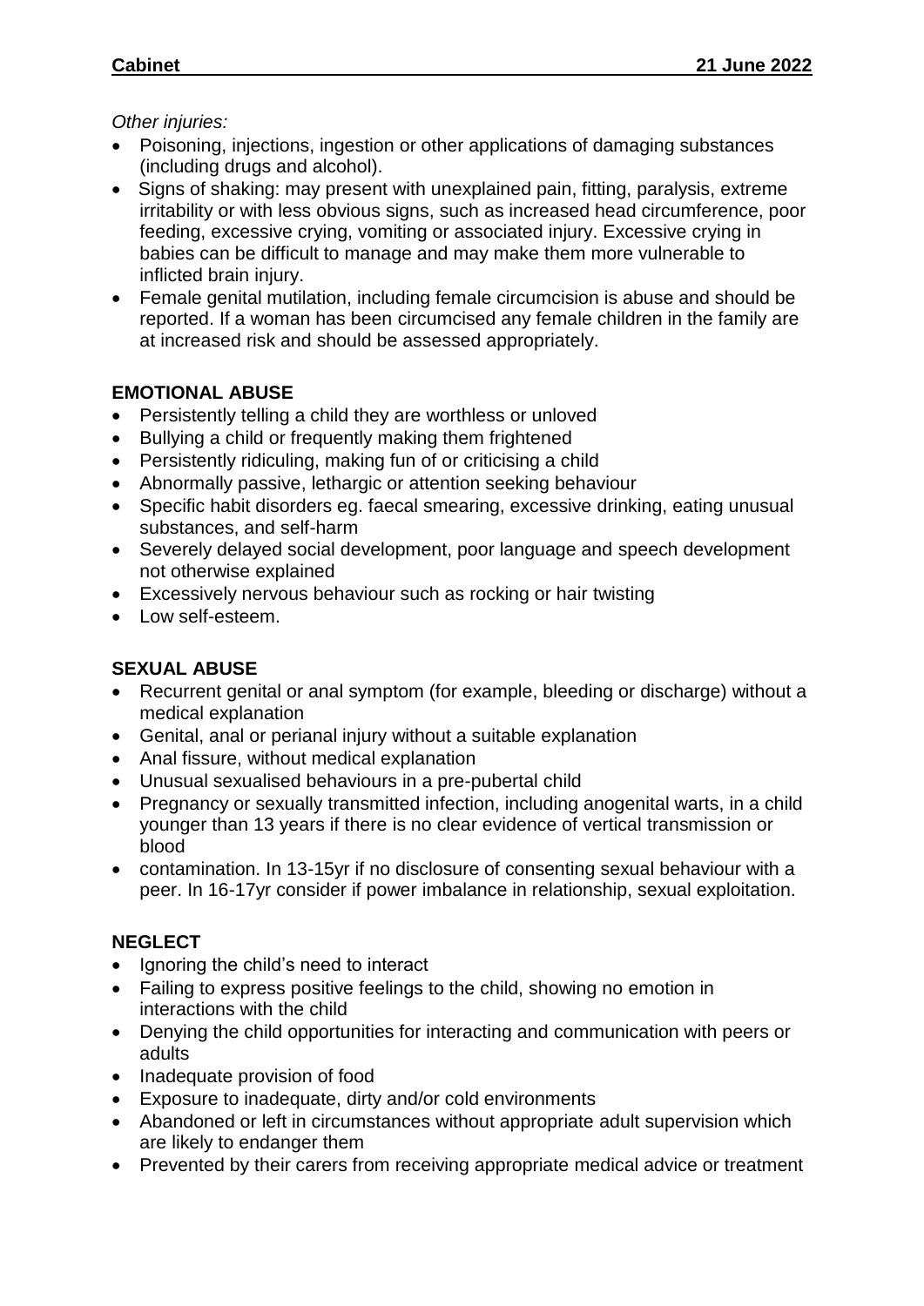*Other injuries:*

- Poisoning, injections, ingestion or other applications of damaging substances (including drugs and alcohol).
- Signs of shaking: may present with unexplained pain, fitting, paralysis, extreme irritability or with less obvious signs, such as increased head circumference, poor feeding, excessive crying, vomiting or associated injury. Excessive crying in babies can be difficult to manage and may make them more vulnerable to inflicted brain injury.
- Female genital mutilation, including female circumcision is abuse and should be reported. If a woman has been circumcised any female children in the family are at increased risk and should be assessed appropriately.

**EMOTIONAL ABUSE**

- Persistently telling a child they are worthless or unloved
- Bullying a child or frequently making them frightened
- Persistently ridiculing, making fun of or criticising a child
- Abnormally passive, lethargic or attention seeking behaviour
- Specific habit disorders eg. faecal smearing, excessive drinking, eating unusual substances, and self-harm
- Severely delayed social development, poor language and speech development not otherwise explained
- Excessively nervous behaviour such as rocking or hair twisting
- Low self-esteem.

**SEXUAL ABUSE**

- Recurrent genital or anal symptom (for example, bleeding or discharge) without a medical explanation
- Genital, anal or perianal injury without a suitable explanation
- Anal fissure, without medical explanation
- Unusual sexualised behaviours in a pre-pubertal child
- Pregnancy or sexually transmitted infection, including anogenital warts, in a child younger than 13 years if there is no clear evidence of vertical transmission or blood
- contamination. In 13-15yr if no disclosure of consenting sexual behaviour with a peer. In 16-17yr consider if power imbalance in relationship, sexual exploitation.

**NEGLECT**

- Ignoring the child's need to interact
- Failing to express positive feelings to the child, showing no emotion in interactions with the child
- Denying the child opportunities for interacting and communication with peers or adults
- Inadequate provision of food
- Exposure to inadequate, dirty and/or cold environments
- Abandoned or left in circumstances without appropriate adult supervision which are likely to endanger them
- Prevented by their carers from receiving appropriate medical advice or treatment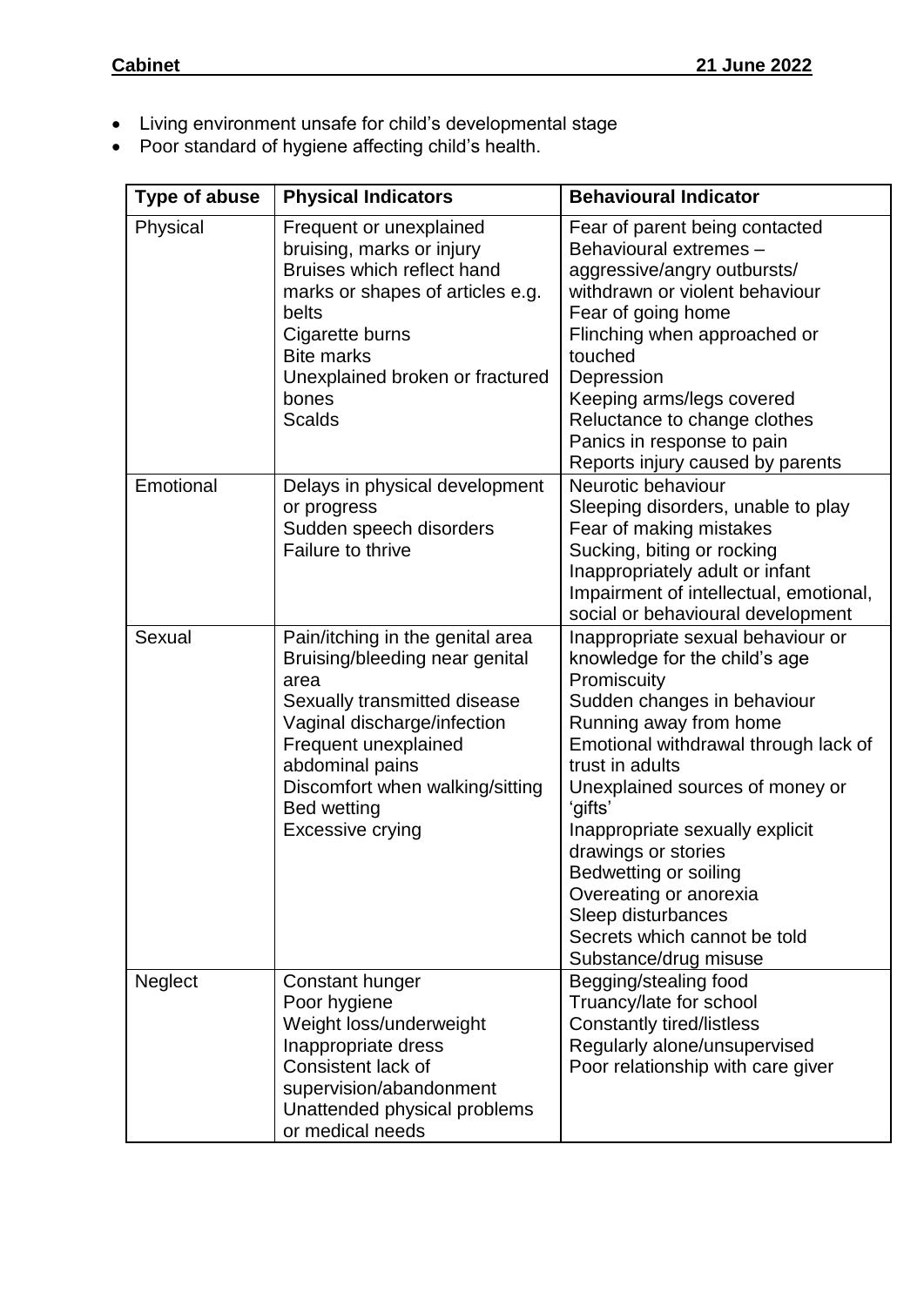- Living environment unsafe for child's developmental stage
- Poor standard of hygiene affecting child's health.

| Type of abuse | Physical Indicators | Behavioural Indicator |
|---|---|---|
| Physical | Frequent or unexplained bruising, marks or injury<br>Bruises which reflect hand marks or shapes of articles e.g. belts<br>Cigarette burns<br>Bite marks<br>Unexplained broken or fractured bones<br>Scalds | Fear of parent being contacted<br>Behavioural extremes – aggressive/angry outbursts/ withdrawn or violent behaviour<br>Fear of going home<br>Flinching when approached or touched<br>Depression<br>Keeping arms/legs covered<br>Reluctance to change clothes<br>Panics in response to pain<br>Reports injury caused by parents |
| Emotional | Delays in physical development or progress<br>Sudden speech disorders<br>Failure to thrive | Neurotic behaviour<br>Sleeping disorders, unable to play<br>Fear of making mistakes<br>Sucking, biting or rocking<br>Inappropriately adult or infant<br>Impairment of intellectual, emotional, social or behavioural development |
| Sexual | Pain/itching in the genital area<br>Bruising/bleeding near genital area<br>Sexually transmitted disease<br>Vaginal discharge/infection<br>Frequent unexplained abdominal pains<br>Discomfort when walking/sitting<br>Bed wetting<br>Excessive crying | Inappropriate sexual behaviour or knowledge for the child's age<br>Promiscuity<br>Sudden changes in behaviour<br>Running away from home<br>Emotional withdrawal through lack of trust in adults<br>Unexplained sources of money or 'gifts'<br>Inappropriate sexually explicit drawings or stories<br>Bedwetting or soiling<br>Overeating or anorexia<br>Sleep disturbances<br>Secrets which cannot be told<br>Substance/drug misuse |
| Neglect | Constant hunger<br>Poor hygiene<br>Weight loss/underweight<br>Inappropriate dress<br>Consistent lack of supervision/abandonment<br>Unattended physical problems or medical needs | Begging/stealing food<br>Truancy/late for school<br>Constantly tired/listless<br>Regularly alone/unsupervised<br>Poor relationship with care giver |